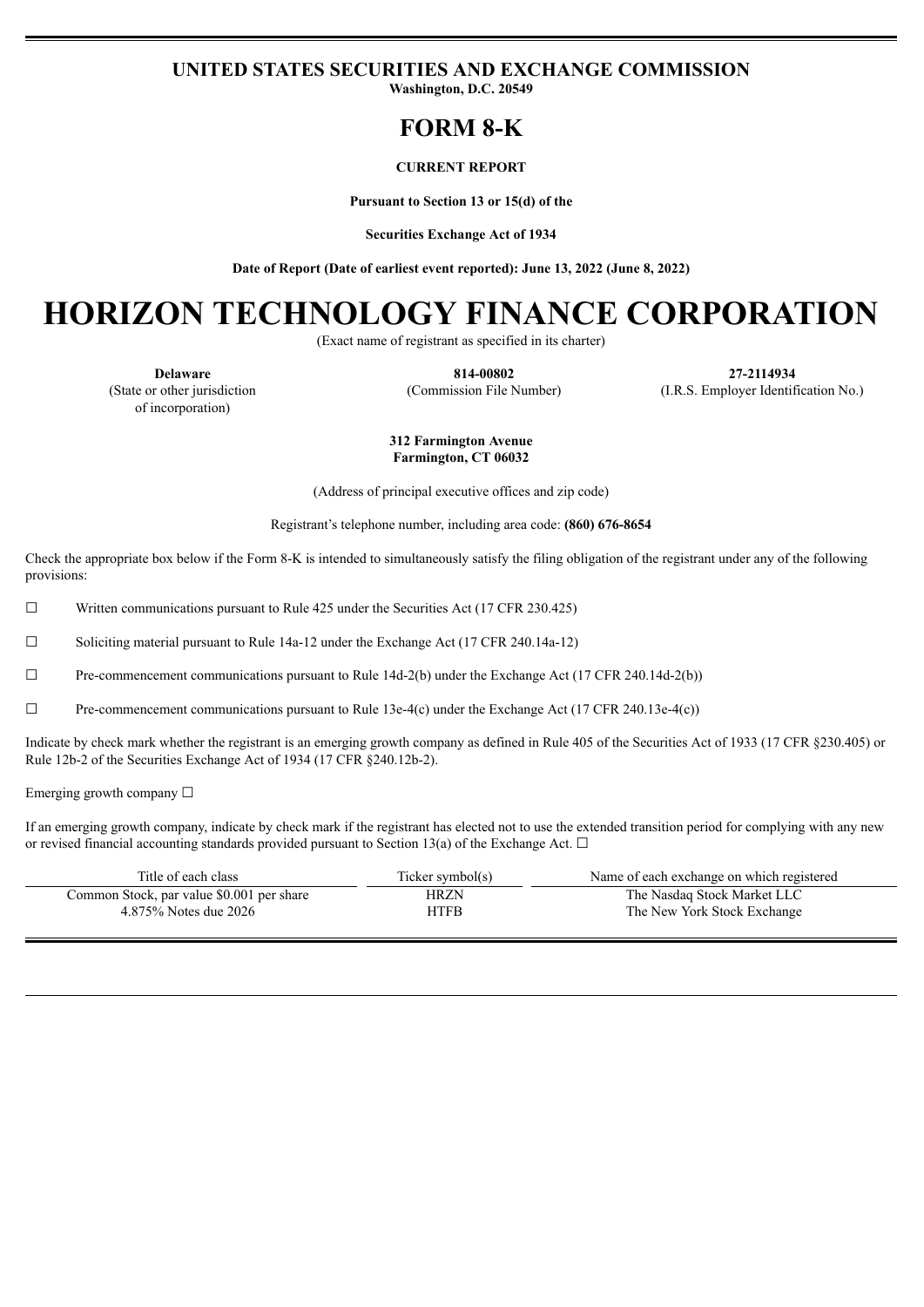# UNITED STATES SECURITIES AND EXCHANGE COMMISSION

**Washington, D.C. 20549**

# FORM 8-K

**CURRENT REPORT**

**Pursuant to Section 13 or 15(d) of the**

**Securities Exchange Act of 1934**

**Date of Report (Date of earliest event reported): June 13, 2022 (June 8, 2022)**

# HORIZON TECHNOLOGY FINANCE CORPORATION

(Exact name of registrant as specified in its charter)

| **Delaware** | **814-00802** | **27-2114934** |
|---|---|---|
| (State or other jurisdiction of incorporation) | (Commission File Number) | (I.R.S. Employer Identification No.) |

**312 Farmington Avenue**
**Farmington, CT 06032**

(Address of principal executive offices and zip code)

Registrant's telephone number, including area code: **(860) 676-8654**

Check the appropriate box below if the Form 8-K is intended to simultaneously satisfy the filing obligation of the registrant under any of the following provisions:

☐ Written communications pursuant to Rule 425 under the Securities Act (17 CFR 230.425)

☐ Soliciting material pursuant to Rule 14a-12 under the Exchange Act (17 CFR 240.14a-12)

☐ Pre-commencement communications pursuant to Rule 14d-2(b) under the Exchange Act (17 CFR 240.14d-2(b))

☐ Pre-commencement communications pursuant to Rule 13e-4(c) under the Exchange Act (17 CFR 240.13e-4(c))

Indicate by check mark whether the registrant is an emerging growth company as defined in Rule 405 of the Securities Act of 1933 (17 CFR §230.405) or Rule 12b-2 of the Securities Exchange Act of 1934 (17 CFR §240.12b-2).

Emerging growth company ☐

If an emerging growth company, indicate by check mark if the registrant has elected not to use the extended transition period for complying with any new or revised financial accounting standards provided pursuant to Section 13(a) of the Exchange Act. ☐

| Title of each class | Ticker symbol(s) | Name of each exchange on which registered |
|---|---|---|
| Common Stock, par value $0.001 per share | HRZN | The Nasdaq Stock Market LLC |
| 4.875% Notes due 2026 | HTFB | The New York Stock Exchange |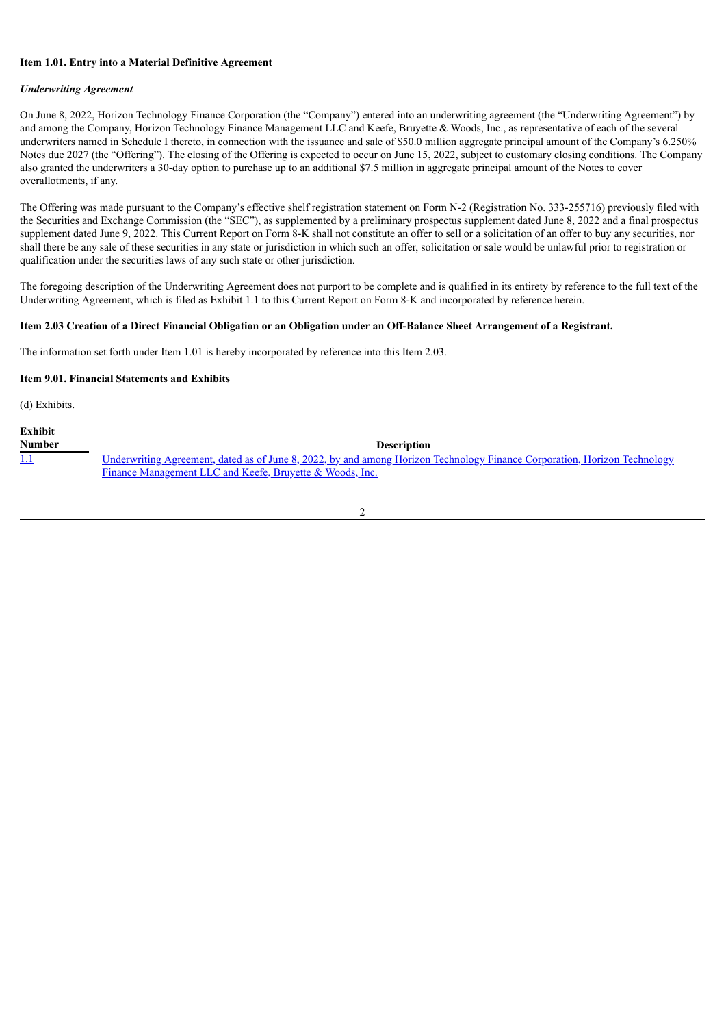**Item 1.01. Entry into a Material Definitive Agreement**

***Underwriting Agreement***

On June 8, 2022, Horizon Technology Finance Corporation (the "Company") entered into an underwriting agreement (the "Underwriting Agreement") by and among the Company, Horizon Technology Finance Management LLC and Keefe, Bruyette & Woods, Inc., as representative of each of the several underwriters named in Schedule I thereto, in connection with the issuance and sale of $50.0 million aggregate principal amount of the Company's 6.250% Notes due 2027 (the "Offering"). The closing of the Offering is expected to occur on June 15, 2022, subject to customary closing conditions. The Company also granted the underwriters a 30-day option to purchase up to an additional $7.5 million in aggregate principal amount of the Notes to cover overallotments, if any.

The Offering was made pursuant to the Company's effective shelf registration statement on Form N-2 (Registration No. 333-255716) previously filed with the Securities and Exchange Commission (the "SEC"), as supplemented by a preliminary prospectus supplement dated June 8, 2022 and a final prospectus supplement dated June 9, 2022. This Current Report on Form 8-K shall not constitute an offer to sell or a solicitation of an offer to buy any securities, nor shall there be any sale of these securities in any state or jurisdiction in which such an offer, solicitation or sale would be unlawful prior to registration or qualification under the securities laws of any such state or other jurisdiction.

The foregoing description of the Underwriting Agreement does not purport to be complete and is qualified in its entirety by reference to the full text of the Underwriting Agreement, which is filed as Exhibit 1.1 to this Current Report on Form 8-K and incorporated by reference herein.

**Item 2.03 Creation of a Direct Financial Obligation or an Obligation under an Off-Balance Sheet Arrangement of a Registrant.**

The information set forth under Item 1.01 is hereby incorporated by reference into this Item 2.03.

**Item 9.01. Financial Statements and Exhibits**

(d) Exhibits.

| Exhibit Number | Description |
|---|---|
| 1.1 | Underwriting Agreement, dated as of June 8, 2022, by and among Horizon Technology Finance Corporation, Horizon Technology Finance Management LLC and Keefe, Bruyette & Woods, Inc. |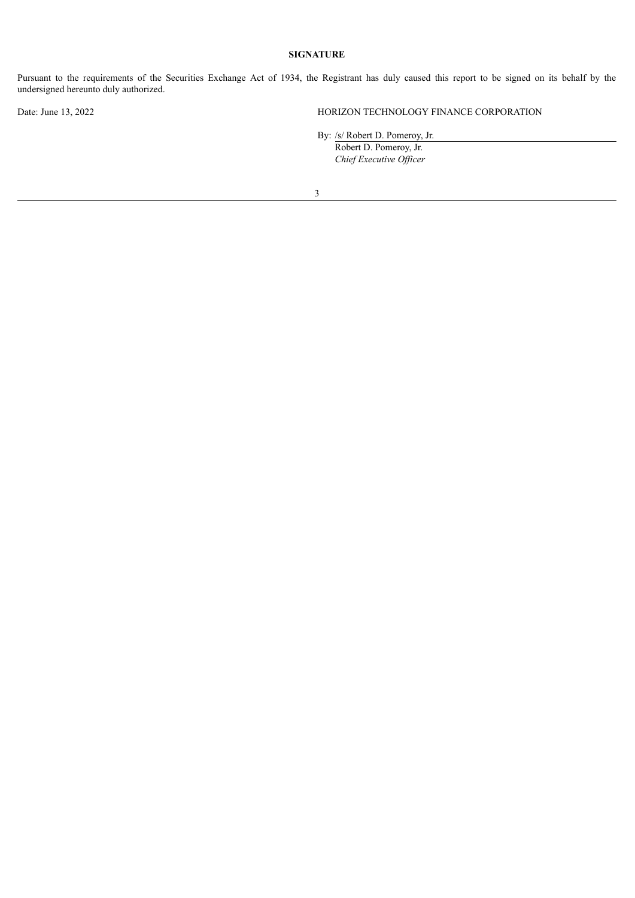**SIGNATURE**

Pursuant to the requirements of the Securities Exchange Act of 1934, the Registrant has duly caused this report to be signed on its behalf by the undersigned hereunto duly authorized.

Date: June 13, 2022

HORIZON TECHNOLOGY FINANCE CORPORATION

By: /s/ Robert D. Pomeroy, Jr.
Robert D. Pomeroy, Jr.
*Chief Executive Officer*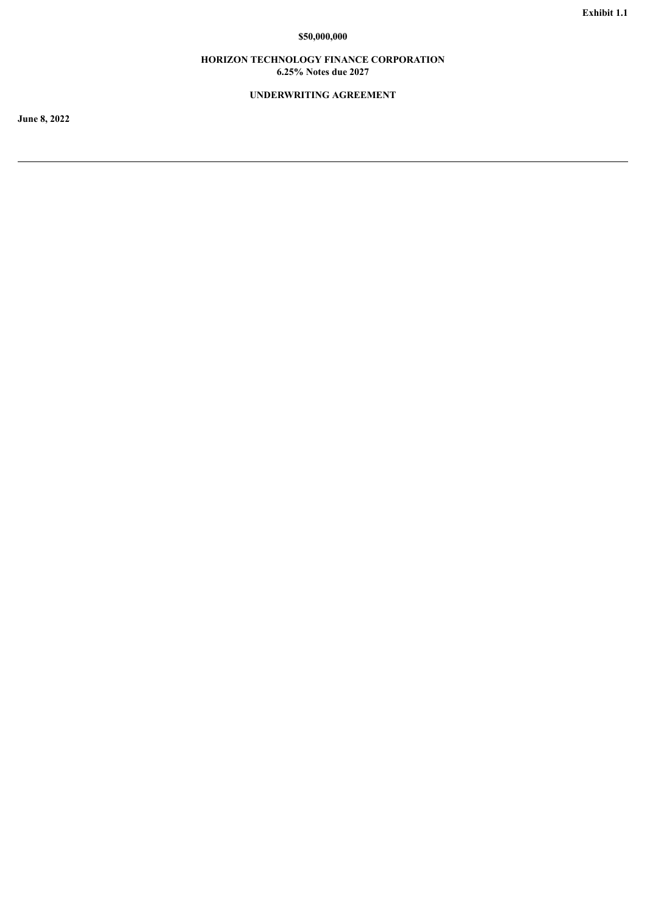**Exhibit 1.1**

**$50,000,000**

**HORIZON TECHNOLOGY FINANCE CORPORATION**
**6.25% Notes due 2027**

**UNDERWRITING AGREEMENT**

**June 8, 2022**

---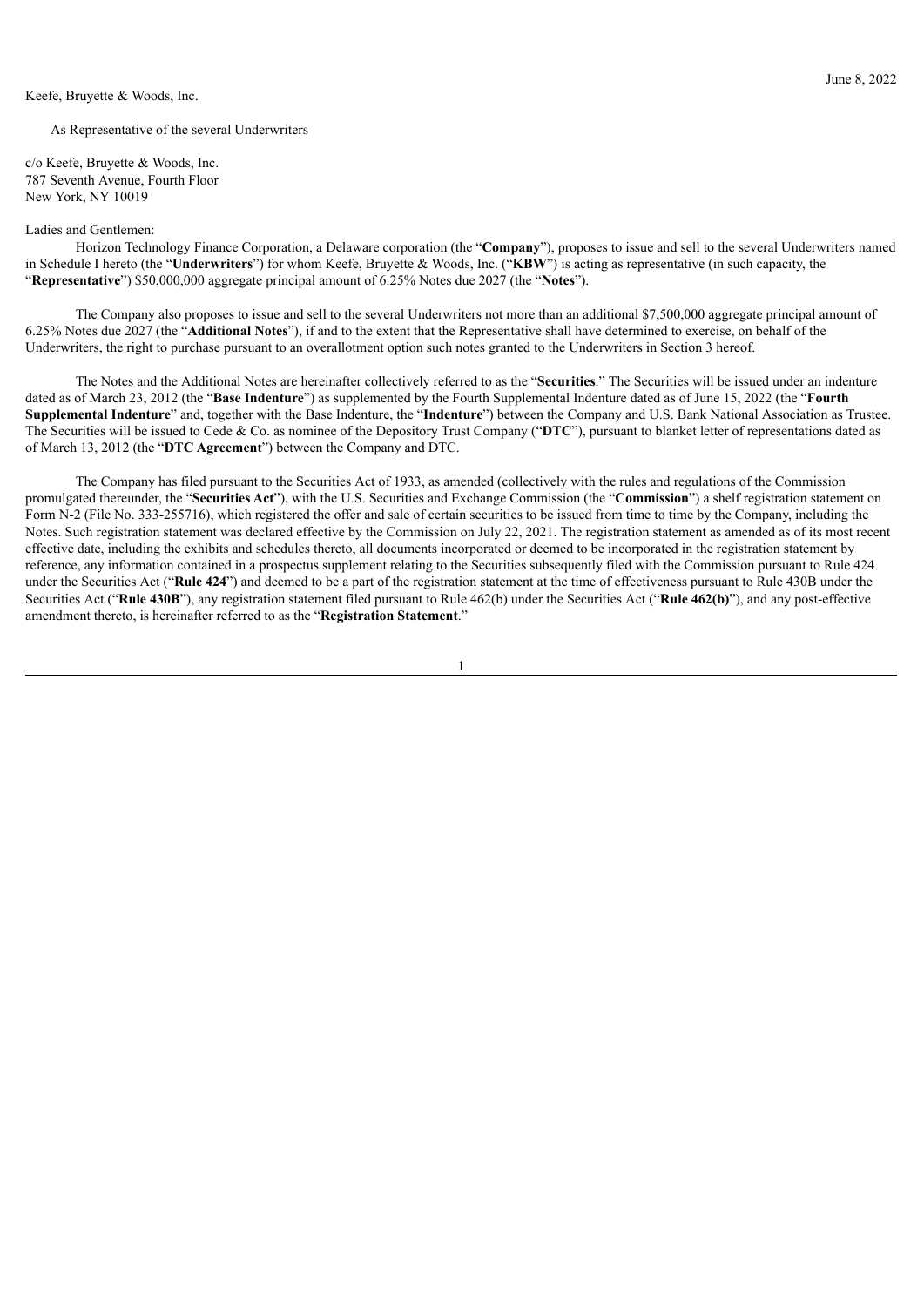June 8, 2022

Keefe, Bruyette & Woods, Inc.

As Representative of the several Underwriters

c/o Keefe, Bruyette & Woods, Inc.
787 Seventh Avenue, Fourth Floor
New York, NY 10019

Ladies and Gentlemen:

Horizon Technology Finance Corporation, a Delaware corporation (the "**Company**"), proposes to issue and sell to the several Underwriters named in Schedule I hereto (the "**Underwriters**") for whom Keefe, Bruyette & Woods, Inc. ("**KBW**") is acting as representative (in such capacity, the "**Representative**") $50,000,000 aggregate principal amount of 6.25% Notes due 2027 (the "**Notes**").

The Company also proposes to issue and sell to the several Underwriters not more than an additional $7,500,000 aggregate principal amount of 6.25% Notes due 2027 (the "**Additional Notes**"), if and to the extent that the Representative shall have determined to exercise, on behalf of the Underwriters, the right to purchase pursuant to an overallotment option such notes granted to the Underwriters in Section 3 hereof.

The Notes and the Additional Notes are hereinafter collectively referred to as the "**Securities**." The Securities will be issued under an indenture dated as of March 23, 2012 (the "**Base Indenture**") as supplemented by the Fourth Supplemental Indenture dated as of June 15, 2022 (the "**Fourth Supplemental Indenture**" and, together with the Base Indenture, the "**Indenture**") between the Company and U.S. Bank National Association as Trustee. The Securities will be issued to Cede & Co. as nominee of the Depository Trust Company ("**DTC**"), pursuant to blanket letter of representations dated as of March 13, 2012 (the "**DTC Agreement**") between the Company and DTC.

The Company has filed pursuant to the Securities Act of 1933, as amended (collectively with the rules and regulations of the Commission promulgated thereunder, the "**Securities Act**"), with the U.S. Securities and Exchange Commission (the "**Commission**") a shelf registration statement on Form N-2 (File No. 333-255716), which registered the offer and sale of certain securities to be issued from time to time by the Company, including the Notes. Such registration statement was declared effective by the Commission on July 22, 2021. The registration statement as amended as of its most recent effective date, including the exhibits and schedules thereto, all documents incorporated or deemed to be incorporated in the registration statement by reference, any information contained in a prospectus supplement relating to the Securities subsequently filed with the Commission pursuant to Rule 424 under the Securities Act ("**Rule 424**") and deemed to be a part of the registration statement at the time of effectiveness pursuant to Rule 430B under the Securities Act ("**Rule 430B**"), any registration statement filed pursuant to Rule 462(b) under the Securities Act ("**Rule 462(b)**"), and any post-effective amendment thereto, is hereinafter referred to as the "**Registration Statement**."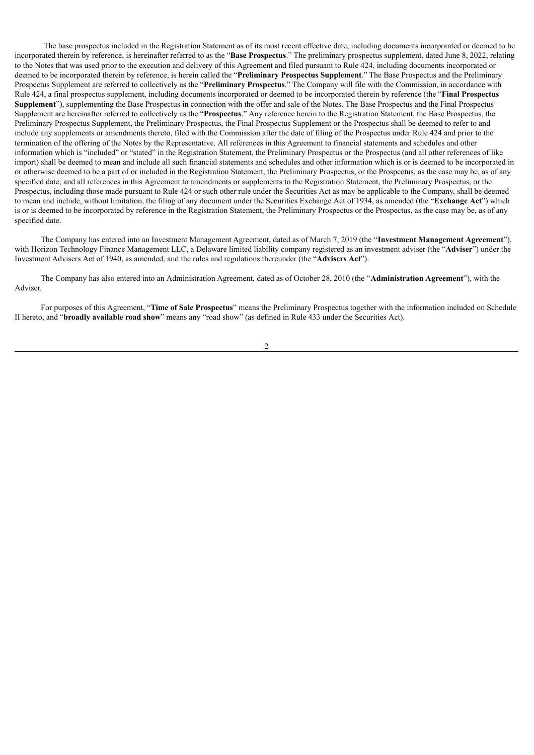The base prospectus included in the Registration Statement as of its most recent effective date, including documents incorporated or deemed to be incorporated therein by reference, is hereinafter referred to as the "**Base Prospectus**." The preliminary prospectus supplement, dated June 8, 2022, relating to the Notes that was used prior to the execution and delivery of this Agreement and filed pursuant to Rule 424, including documents incorporated or deemed to be incorporated therein by reference, is herein called the "**Preliminary Prospectus Supplement**." The Base Prospectus and the Preliminary Prospectus Supplement are referred to collectively as the "**Preliminary Prospectus**." The Company will file with the Commission, in accordance with Rule 424, a final prospectus supplement, including documents incorporated or deemed to be incorporated therein by reference (the "**Final Prospectus Supplement**"), supplementing the Base Prospectus in connection with the offer and sale of the Notes. The Base Prospectus and the Final Prospectus Supplement are hereinafter referred to collectively as the "**Prospectus**." Any reference herein to the Registration Statement, the Base Prospectus, the Preliminary Prospectus Supplement, the Preliminary Prospectus, the Final Prospectus Supplement or the Prospectus shall be deemed to refer to and include any supplements or amendments thereto, filed with the Commission after the date of filing of the Prospectus under Rule 424 and prior to the termination of the offering of the Notes by the Representative. All references in this Agreement to financial statements and schedules and other information which is "included" or "stated" in the Registration Statement, the Preliminary Prospectus or the Prospectus (and all other references of like import) shall be deemed to mean and include all such financial statements and schedules and other information which is or is deemed to be incorporated in or otherwise deemed to be a part of or included in the Registration Statement, the Preliminary Prospectus, or the Prospectus, as the case may be, as of any specified date; and all references in this Agreement to amendments or supplements to the Registration Statement, the Preliminary Prospectus, or the Prospectus, including those made pursuant to Rule 424 or such other rule under the Securities Act as may be applicable to the Company, shall be deemed to mean and include, without limitation, the filing of any document under the Securities Exchange Act of 1934, as amended (the "**Exchange Act**") which is or is deemed to be incorporated by reference in the Registration Statement, the Preliminary Prospectus or the Prospectus, as the case may be, as of any specified date.

The Company has entered into an Investment Management Agreement, dated as of March 7, 2019 (the "**Investment Management Agreement**"), with Horizon Technology Finance Management LLC, a Delaware limited liability company registered as an investment adviser (the "**Adviser**") under the Investment Advisers Act of 1940, as amended, and the rules and regulations thereunder (the "**Advisers Act**").

The Company has also entered into an Administration Agreement, dated as of October 28, 2010 (the "**Administration Agreement**"), with the Adviser.

For purposes of this Agreement, "**Time of Sale Prospectus**" means the Preliminary Prospectus together with the information included on Schedule II hereto, and "**broadly available road show**" means any "road show" (as defined in Rule 433 under the Securities Act).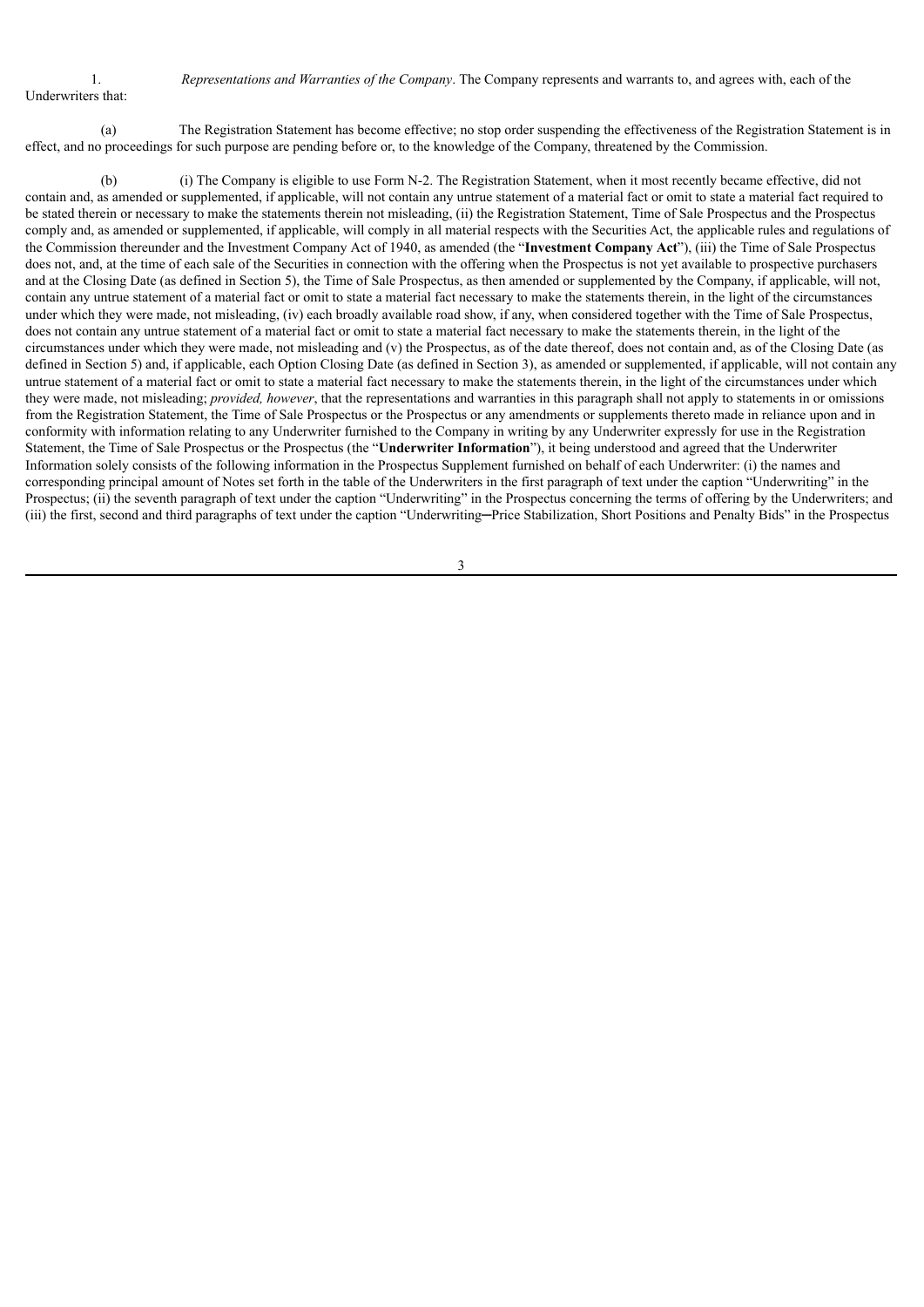1. *Representations and Warranties of the Company*. The Company represents and warrants to, and agrees with, each of the Underwriters that:

(a) The Registration Statement has become effective; no stop order suspending the effectiveness of the Registration Statement is in effect, and no proceedings for such purpose are pending before or, to the knowledge of the Company, threatened by the Commission.

(b) (i) The Company is eligible to use Form N-2. The Registration Statement, when it most recently became effective, did not contain and, as amended or supplemented, if applicable, will not contain any untrue statement of a material fact or omit to state a material fact required to be stated therein or necessary to make the statements therein not misleading, (ii) the Registration Statement, Time of Sale Prospectus and the Prospectus comply and, as amended or supplemented, if applicable, will comply in all material respects with the Securities Act, the applicable rules and regulations of the Commission thereunder and the Investment Company Act of 1940, as amended (the "**Investment Company Act**"), (iii) the Time of Sale Prospectus does not, and, at the time of each sale of the Securities in connection with the offering when the Prospectus is not yet available to prospective purchasers and at the Closing Date (as defined in Section 5), the Time of Sale Prospectus, as then amended or supplemented by the Company, if applicable, will not, contain any untrue statement of a material fact or omit to state a material fact necessary to make the statements therein, in the light of the circumstances under which they were made, not misleading, (iv) each broadly available road show, if any, when considered together with the Time of Sale Prospectus, does not contain any untrue statement of a material fact or omit to state a material fact necessary to make the statements therein, in the light of the circumstances under which they were made, not misleading and (v) the Prospectus, as of the date thereof, does not contain and, as of the Closing Date (as defined in Section 5) and, if applicable, each Option Closing Date (as defined in Section 3), as amended or supplemented, if applicable, will not contain any untrue statement of a material fact or omit to state a material fact necessary to make the statements therein, in the light of the circumstances under which they were made, not misleading; *provided, however*, that the representations and warranties in this paragraph shall not apply to statements in or omissions from the Registration Statement, the Time of Sale Prospectus or the Prospectus or any amendments or supplements thereto made in reliance upon and in conformity with information relating to any Underwriter furnished to the Company in writing by any Underwriter expressly for use in the Registration Statement, the Time of Sale Prospectus or the Prospectus (the "**Underwriter Information**"), it being understood and agreed that the Underwriter Information solely consists of the following information in the Prospectus Supplement furnished on behalf of each Underwriter: (i) the names and corresponding principal amount of Notes set forth in the table of the Underwriters in the first paragraph of text under the caption "Underwriting" in the Prospectus; (ii) the seventh paragraph of text under the caption "Underwriting" in the Prospectus concerning the terms of offering by the Underwriters; and (iii) the first, second and third paragraphs of text under the caption "Underwriting─Price Stabilization, Short Positions and Penalty Bids" in the Prospectus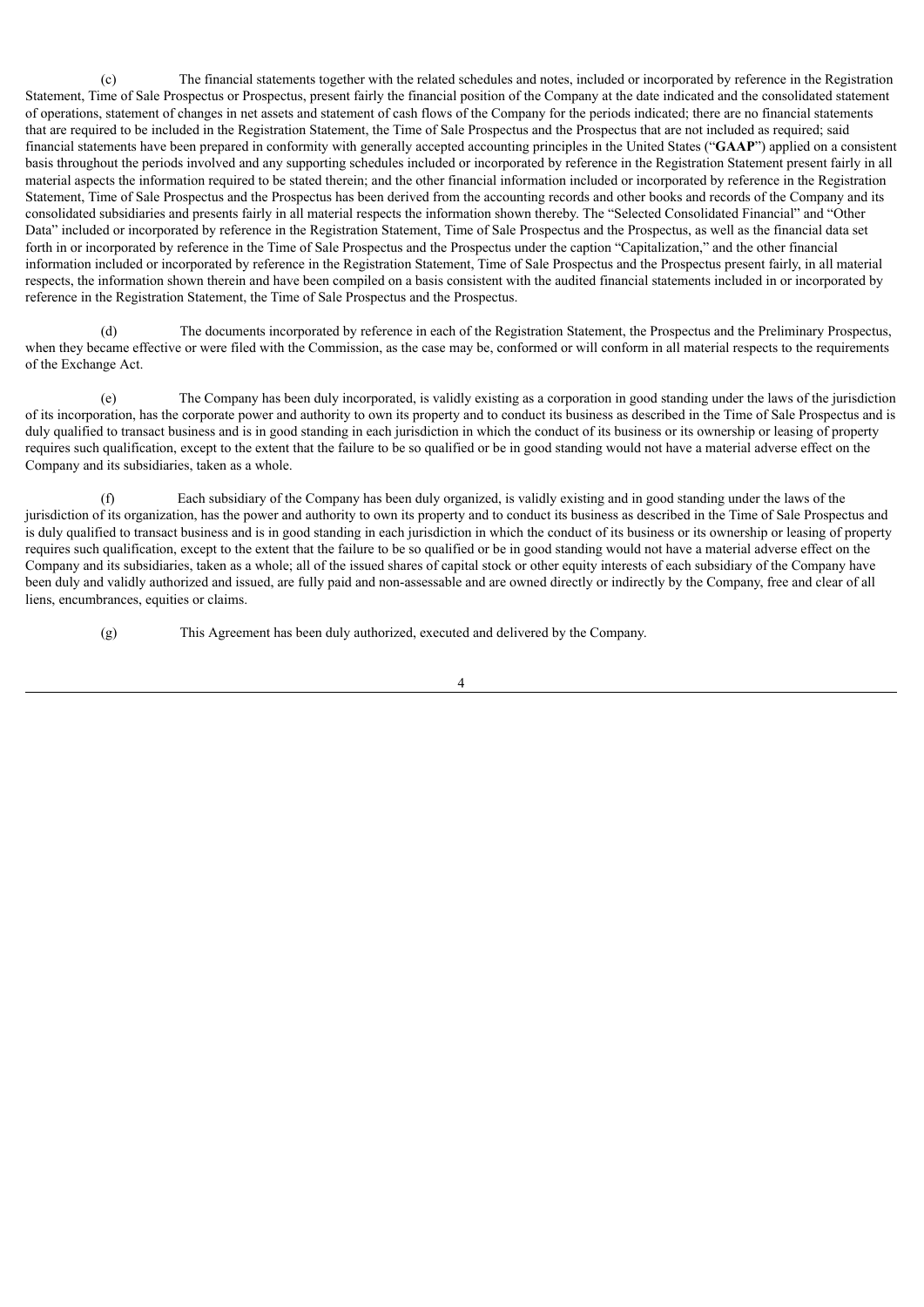(c) The financial statements together with the related schedules and notes, included or incorporated by reference in the Registration Statement, Time of Sale Prospectus or Prospectus, present fairly the financial position of the Company at the date indicated and the consolidated statement of operations, statement of changes in net assets and statement of cash flows of the Company for the periods indicated; there are no financial statements that are required to be included in the Registration Statement, the Time of Sale Prospectus and the Prospectus that are not included as required; said financial statements have been prepared in conformity with generally accepted accounting principles in the United States ("**GAAP**") applied on a consistent basis throughout the periods involved and any supporting schedules included or incorporated by reference in the Registration Statement present fairly in all material aspects the information required to be stated therein; and the other financial information included or incorporated by reference in the Registration Statement, Time of Sale Prospectus and the Prospectus has been derived from the accounting records and other books and records of the Company and its consolidated subsidiaries and presents fairly in all material respects the information shown thereby. The "Selected Consolidated Financial" and "Other Data" included or incorporated by reference in the Registration Statement, Time of Sale Prospectus and the Prospectus, as well as the financial data set forth in or incorporated by reference in the Time of Sale Prospectus and the Prospectus under the caption "Capitalization," and the other financial information included or incorporated by reference in the Registration Statement, Time of Sale Prospectus and the Prospectus present fairly, in all material respects, the information shown therein and have been compiled on a basis consistent with the audited financial statements included in or incorporated by reference in the Registration Statement, the Time of Sale Prospectus and the Prospectus.

(d) The documents incorporated by reference in each of the Registration Statement, the Prospectus and the Preliminary Prospectus, when they became effective or were filed with the Commission, as the case may be, conformed or will conform in all material respects to the requirements of the Exchange Act.

(e) The Company has been duly incorporated, is validly existing as a corporation in good standing under the laws of the jurisdiction of its incorporation, has the corporate power and authority to own its property and to conduct its business as described in the Time of Sale Prospectus and is duly qualified to transact business and is in good standing in each jurisdiction in which the conduct of its business or its ownership or leasing of property requires such qualification, except to the extent that the failure to be so qualified or be in good standing would not have a material adverse effect on the Company and its subsidiaries, taken as a whole.

(f) Each subsidiary of the Company has been duly organized, is validly existing and in good standing under the laws of the jurisdiction of its organization, has the power and authority to own its property and to conduct its business as described in the Time of Sale Prospectus and is duly qualified to transact business and is in good standing in each jurisdiction in which the conduct of its business or its ownership or leasing of property requires such qualification, except to the extent that the failure to be so qualified or be in good standing would not have a material adverse effect on the Company and its subsidiaries, taken as a whole; all of the issued shares of capital stock or other equity interests of each subsidiary of the Company have been duly and validly authorized and issued, are fully paid and non-assessable and are owned directly or indirectly by the Company, free and clear of all liens, encumbrances, equities or claims.

(g) This Agreement has been duly authorized, executed and delivered by the Company.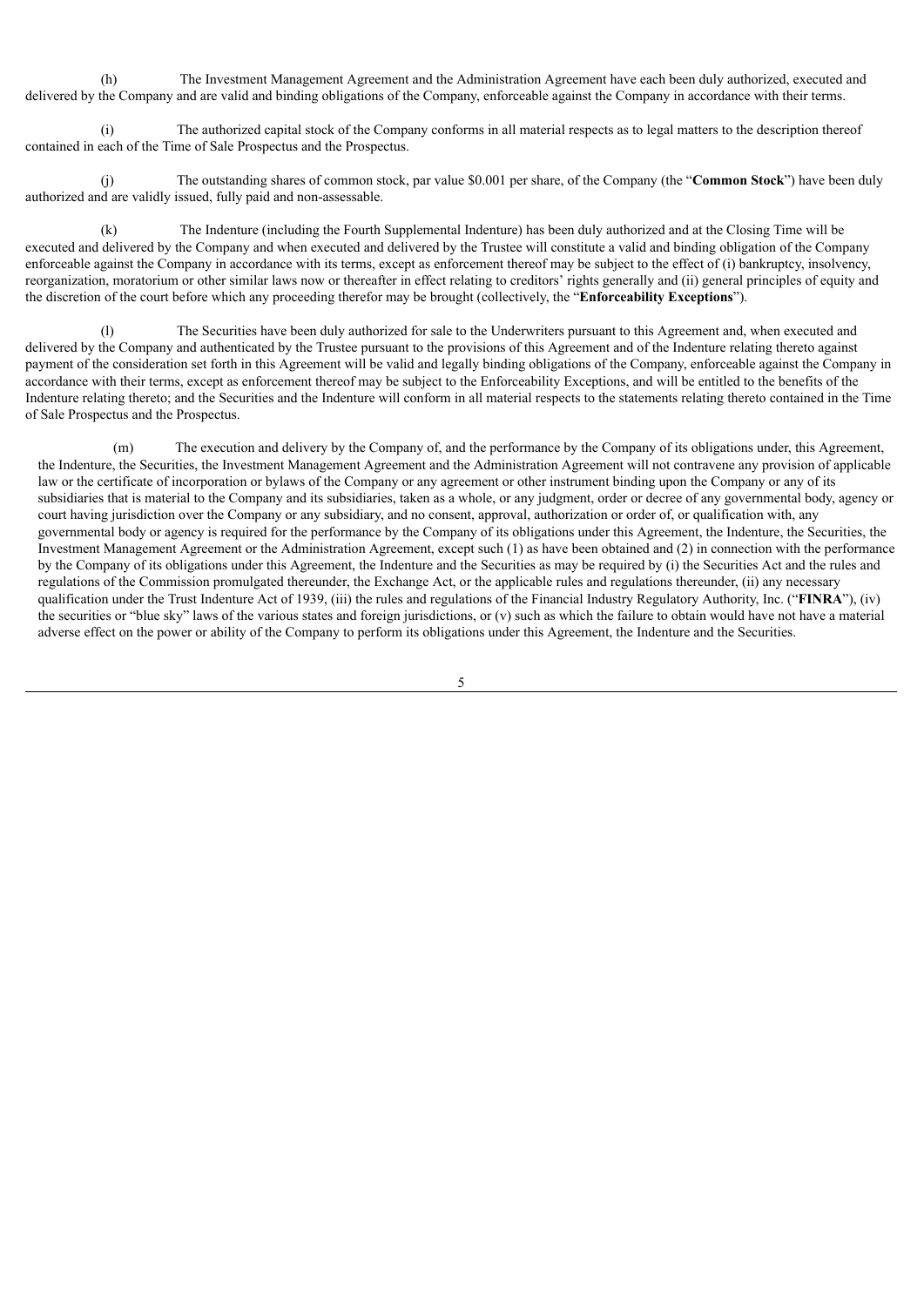(h) The Investment Management Agreement and the Administration Agreement have each been duly authorized, executed and delivered by the Company and are valid and binding obligations of the Company, enforceable against the Company in accordance with their terms.

(i) The authorized capital stock of the Company conforms in all material respects as to legal matters to the description thereof contained in each of the Time of Sale Prospectus and the Prospectus.

(j) The outstanding shares of common stock, par value $0.001 per share, of the Company (the "**Common Stock**") have been duly authorized and are validly issued, fully paid and non-assessable.

(k) The Indenture (including the Fourth Supplemental Indenture) has been duly authorized and at the Closing Time will be executed and delivered by the Company and when executed and delivered by the Trustee will constitute a valid and binding obligation of the Company enforceable against the Company in accordance with its terms, except as enforcement thereof may be subject to the effect of (i) bankruptcy, insolvency, reorganization, moratorium or other similar laws now or thereafter in effect relating to creditors' rights generally and (ii) general principles of equity and the discretion of the court before which any proceeding therefor may be brought (collectively, the "**Enforceability Exceptions**").

(l) The Securities have been duly authorized for sale to the Underwriters pursuant to this Agreement and, when executed and delivered by the Company and authenticated by the Trustee pursuant to the provisions of this Agreement and of the Indenture relating thereto against payment of the consideration set forth in this Agreement will be valid and legally binding obligations of the Company, enforceable against the Company in accordance with their terms, except as enforcement thereof may be subject to the Enforceability Exceptions, and will be entitled to the benefits of the Indenture relating thereto; and the Securities and the Indenture will conform in all material respects to the statements relating thereto contained in the Time of Sale Prospectus and the Prospectus.

(m) The execution and delivery by the Company of, and the performance by the Company of its obligations under, this Agreement, the Indenture, the Securities, the Investment Management Agreement and the Administration Agreement will not contravene any provision of applicable law or the certificate of incorporation or bylaws of the Company or any agreement or other instrument binding upon the Company or any of its subsidiaries that is material to the Company and its subsidiaries, taken as a whole, or any judgment, order or decree of any governmental body, agency or court having jurisdiction over the Company or any subsidiary, and no consent, approval, authorization or order of, or qualification with, any governmental body or agency is required for the performance by the Company of its obligations under this Agreement, the Indenture, the Securities, the Investment Management Agreement or the Administration Agreement, except such (1) as have been obtained and (2) in connection with the performance by the Company of its obligations under this Agreement, the Indenture and the Securities as may be required by (i) the Securities Act and the rules and regulations of the Commission promulgated thereunder, the Exchange Act, or the applicable rules and regulations thereunder, (ii) any necessary qualification under the Trust Indenture Act of 1939, (iii) the rules and regulations of the Financial Industry Regulatory Authority, Inc. ("**FINRA**"), (iv) the securities or "blue sky" laws of the various states and foreign jurisdictions, or (v) such as which the failure to obtain would have not have a material adverse effect on the power or ability of the Company to perform its obligations under this Agreement, the Indenture and the Securities.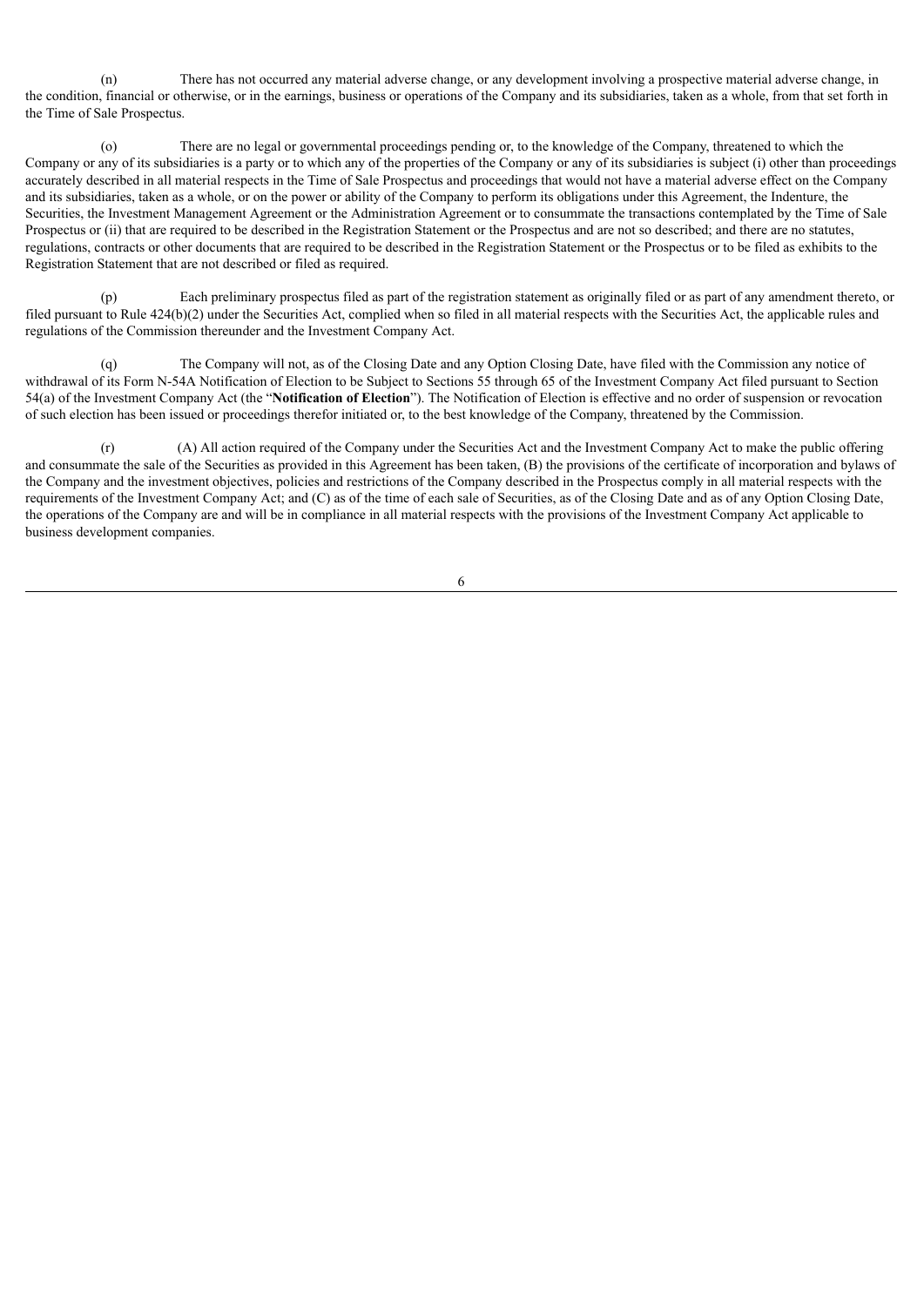(n) There has not occurred any material adverse change, or any development involving a prospective material adverse change, in the condition, financial or otherwise, or in the earnings, business or operations of the Company and its subsidiaries, taken as a whole, from that set forth in the Time of Sale Prospectus.

(o) There are no legal or governmental proceedings pending or, to the knowledge of the Company, threatened to which the Company or any of its subsidiaries is a party or to which any of the properties of the Company or any of its subsidiaries is subject (i) other than proceedings accurately described in all material respects in the Time of Sale Prospectus and proceedings that would not have a material adverse effect on the Company and its subsidiaries, taken as a whole, or on the power or ability of the Company to perform its obligations under this Agreement, the Indenture, the Securities, the Investment Management Agreement or the Administration Agreement or to consummate the transactions contemplated by the Time of Sale Prospectus or (ii) that are required to be described in the Registration Statement or the Prospectus and are not so described; and there are no statutes, regulations, contracts or other documents that are required to be described in the Registration Statement or the Prospectus or to be filed as exhibits to the Registration Statement that are not described or filed as required.

(p) Each preliminary prospectus filed as part of the registration statement as originally filed or as part of any amendment thereto, or filed pursuant to Rule 424(b)(2) under the Securities Act, complied when so filed in all material respects with the Securities Act, the applicable rules and regulations of the Commission thereunder and the Investment Company Act.

(q) The Company will not, as of the Closing Date and any Option Closing Date, have filed with the Commission any notice of withdrawal of its Form N-54A Notification of Election to be Subject to Sections 55 through 65 of the Investment Company Act filed pursuant to Section 54(a) of the Investment Company Act (the "**Notification of Election**"). The Notification of Election is effective and no order of suspension or revocation of such election has been issued or proceedings therefor initiated or, to the best knowledge of the Company, threatened by the Commission.

(r) (A) All action required of the Company under the Securities Act and the Investment Company Act to make the public offering and consummate the sale of the Securities as provided in this Agreement has been taken, (B) the provisions of the certificate of incorporation and bylaws of the Company and the investment objectives, policies and restrictions of the Company described in the Prospectus comply in all material respects with the requirements of the Investment Company Act; and (C) as of the time of each sale of Securities, as of the Closing Date and as of any Option Closing Date, the operations of the Company are and will be in compliance in all material respects with the provisions of the Investment Company Act applicable to business development companies.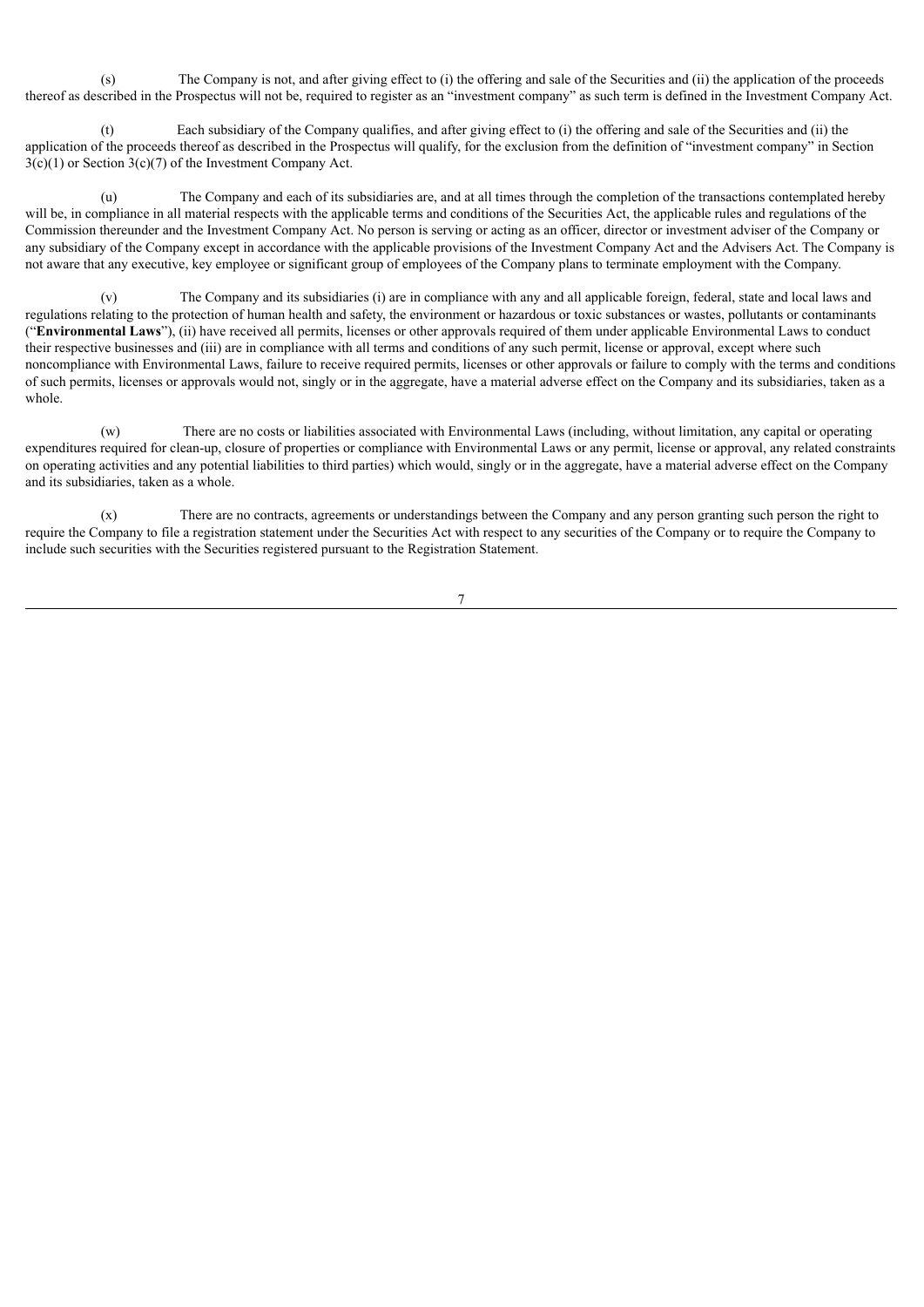(s) The Company is not, and after giving effect to (i) the offering and sale of the Securities and (ii) the application of the proceeds thereof as described in the Prospectus will not be, required to register as an "investment company" as such term is defined in the Investment Company Act.

(t) Each subsidiary of the Company qualifies, and after giving effect to (i) the offering and sale of the Securities and (ii) the application of the proceeds thereof as described in the Prospectus will qualify, for the exclusion from the definition of "investment company" in Section 3(c)(1) or Section 3(c)(7) of the Investment Company Act.

(u) The Company and each of its subsidiaries are, and at all times through the completion of the transactions contemplated hereby will be, in compliance in all material respects with the applicable terms and conditions of the Securities Act, the applicable rules and regulations of the Commission thereunder and the Investment Company Act. No person is serving or acting as an officer, director or investment adviser of the Company or any subsidiary of the Company except in accordance with the applicable provisions of the Investment Company Act and the Advisers Act. The Company is not aware that any executive, key employee or significant group of employees of the Company plans to terminate employment with the Company.

(v) The Company and its subsidiaries (i) are in compliance with any and all applicable foreign, federal, state and local laws and regulations relating to the protection of human health and safety, the environment or hazardous or toxic substances or wastes, pollutants or contaminants ("**Environmental Laws**"), (ii) have received all permits, licenses or other approvals required of them under applicable Environmental Laws to conduct their respective businesses and (iii) are in compliance with all terms and conditions of any such permit, license or approval, except where such noncompliance with Environmental Laws, failure to receive required permits, licenses or other approvals or failure to comply with the terms and conditions of such permits, licenses or approvals would not, singly or in the aggregate, have a material adverse effect on the Company and its subsidiaries, taken as a whole.

(w) There are no costs or liabilities associated with Environmental Laws (including, without limitation, any capital or operating expenditures required for clean-up, closure of properties or compliance with Environmental Laws or any permit, license or approval, any related constraints on operating activities and any potential liabilities to third parties) which would, singly or in the aggregate, have a material adverse effect on the Company and its subsidiaries, taken as a whole.

(x) There are no contracts, agreements or understandings between the Company and any person granting such person the right to require the Company to file a registration statement under the Securities Act with respect to any securities of the Company or to require the Company to include such securities with the Securities registered pursuant to the Registration Statement.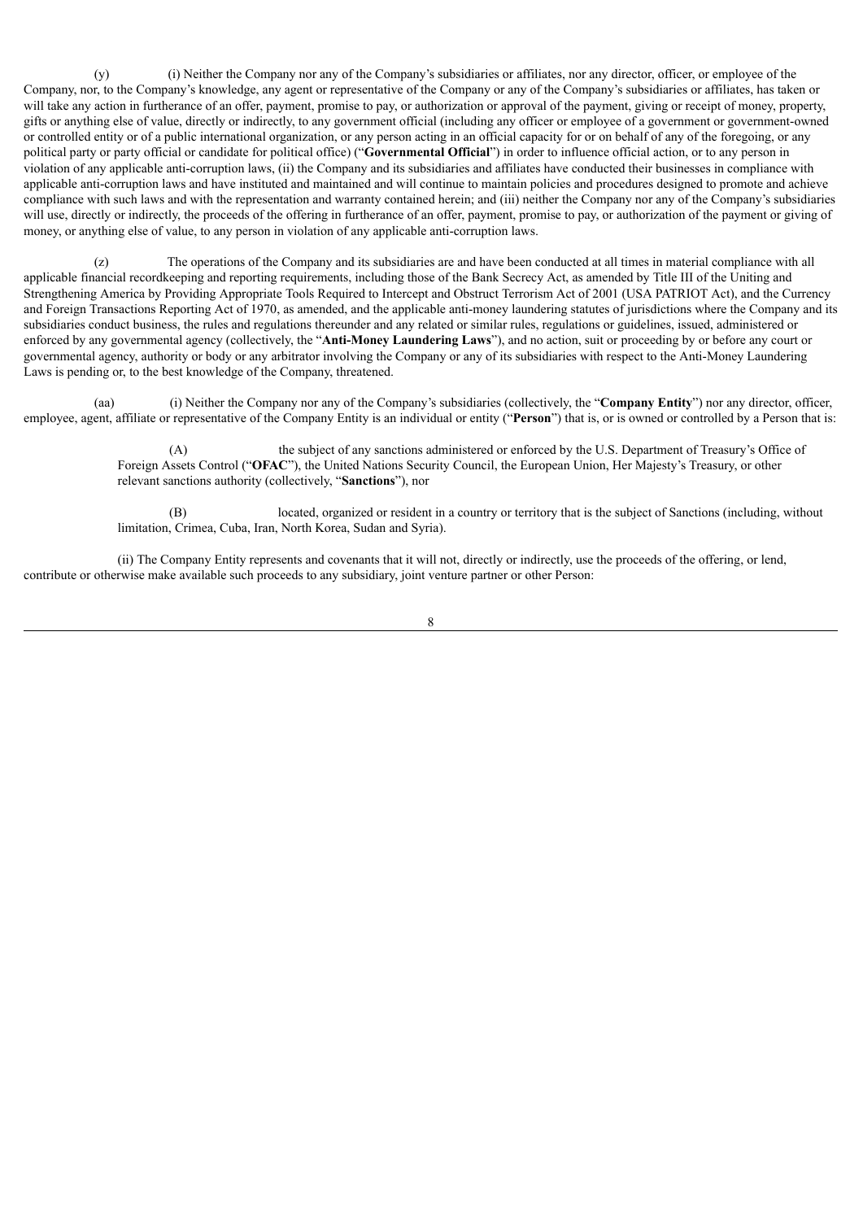(y) (i) Neither the Company nor any of the Company's subsidiaries or affiliates, nor any director, officer, or employee of the Company, nor, to the Company's knowledge, any agent or representative of the Company or any of the Company's subsidiaries or affiliates, has taken or will take any action in furtherance of an offer, payment, promise to pay, or authorization or approval of the payment, giving or receipt of money, property, gifts or anything else of value, directly or indirectly, to any government official (including any officer or employee of a government or government-owned or controlled entity or of a public international organization, or any person acting in an official capacity for or on behalf of any of the foregoing, or any political party or party official or candidate for political office) ("**Governmental Official**") in order to influence official action, or to any person in violation of any applicable anti-corruption laws, (ii) the Company and its subsidiaries and affiliates have conducted their businesses in compliance with applicable anti-corruption laws and have instituted and maintained and will continue to maintain policies and procedures designed to promote and achieve compliance with such laws and with the representation and warranty contained herein; and (iii) neither the Company nor any of the Company's subsidiaries will use, directly or indirectly, the proceeds of the offering in furtherance of an offer, payment, promise to pay, or authorization of the payment or giving of money, or anything else of value, to any person in violation of any applicable anti-corruption laws.

(z) The operations of the Company and its subsidiaries are and have been conducted at all times in material compliance with all applicable financial recordkeeping and reporting requirements, including those of the Bank Secrecy Act, as amended by Title III of the Uniting and Strengthening America by Providing Appropriate Tools Required to Intercept and Obstruct Terrorism Act of 2001 (USA PATRIOT Act), and the Currency and Foreign Transactions Reporting Act of 1970, as amended, and the applicable anti-money laundering statutes of jurisdictions where the Company and its subsidiaries conduct business, the rules and regulations thereunder and any related or similar rules, regulations or guidelines, issued, administered or enforced by any governmental agency (collectively, the "**Anti-Money Laundering Laws**"), and no action, suit or proceeding by or before any court or governmental agency, authority or body or any arbitrator involving the Company or any of its subsidiaries with respect to the Anti-Money Laundering Laws is pending or, to the best knowledge of the Company, threatened.

(aa) (i) Neither the Company nor any of the Company's subsidiaries (collectively, the "**Company Entity**") nor any director, officer, employee, agent, affiliate or representative of the Company Entity is an individual or entity ("**Person**") that is, or is owned or controlled by a Person that is:

(A) the subject of any sanctions administered or enforced by the U.S. Department of Treasury's Office of Foreign Assets Control ("**OFAC**"), the United Nations Security Council, the European Union, Her Majesty's Treasury, or other relevant sanctions authority (collectively, "**Sanctions**"), nor

(B) located, organized or resident in a country or territory that is the subject of Sanctions (including, without limitation, Crimea, Cuba, Iran, North Korea, Sudan and Syria).

(ii) The Company Entity represents and covenants that it will not, directly or indirectly, use the proceeds of the offering, or lend, contribute or otherwise make available such proceeds to any subsidiary, joint venture partner or other Person: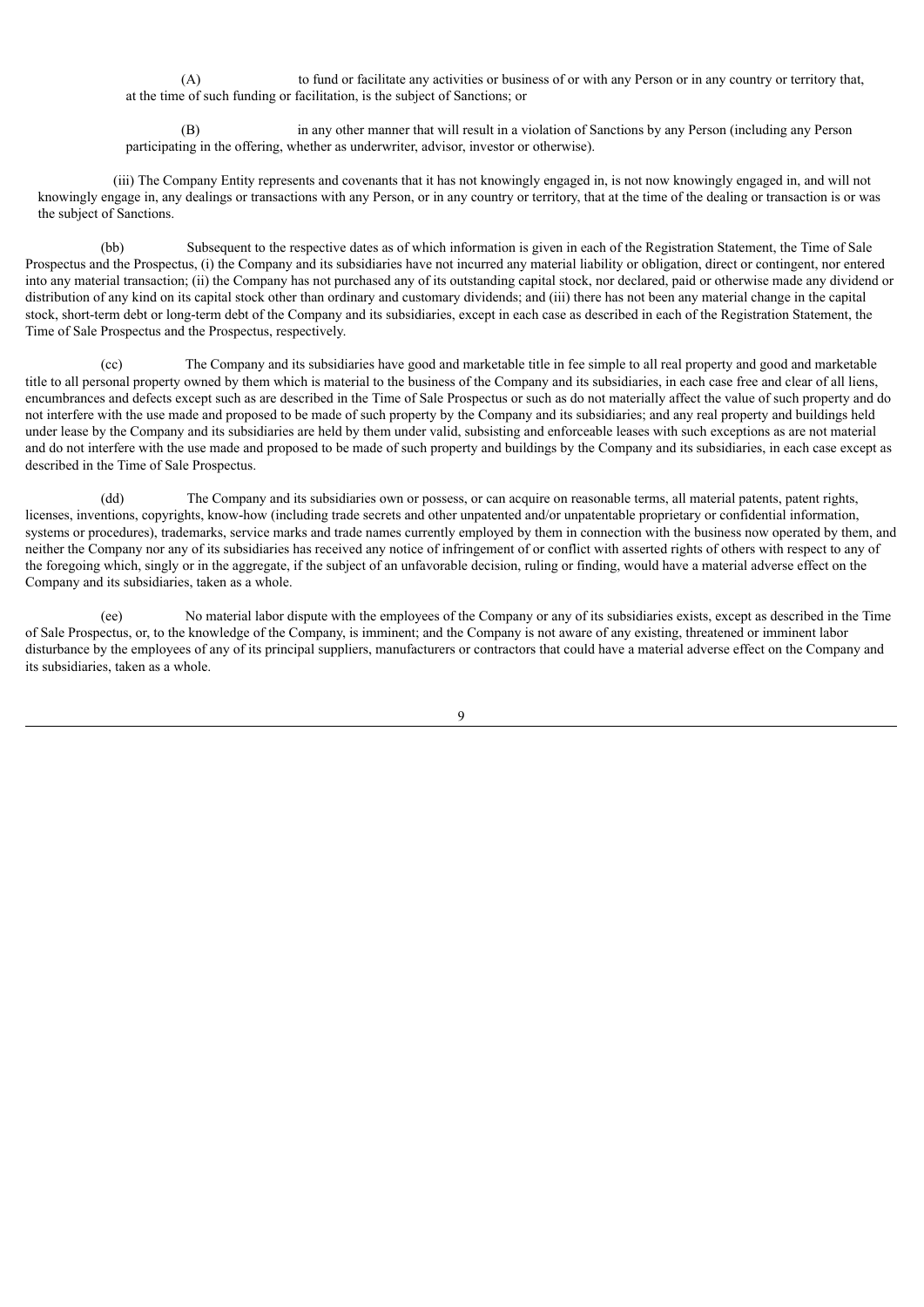(A) to fund or facilitate any activities or business of or with any Person or in any country or territory that, at the time of such funding or facilitation, is the subject of Sanctions; or

(B) in any other manner that will result in a violation of Sanctions by any Person (including any Person participating in the offering, whether as underwriter, advisor, investor or otherwise).

(iii) The Company Entity represents and covenants that it has not knowingly engaged in, is not now knowingly engaged in, and will not knowingly engage in, any dealings or transactions with any Person, or in any country or territory, that at the time of the dealing or transaction is or was the subject of Sanctions.

(bb) Subsequent to the respective dates as of which information is given in each of the Registration Statement, the Time of Sale Prospectus and the Prospectus, (i) the Company and its subsidiaries have not incurred any material liability or obligation, direct or contingent, nor entered into any material transaction; (ii) the Company has not purchased any of its outstanding capital stock, nor declared, paid or otherwise made any dividend or distribution of any kind on its capital stock other than ordinary and customary dividends; and (iii) there has not been any material change in the capital stock, short-term debt or long-term debt of the Company and its subsidiaries, except in each case as described in each of the Registration Statement, the Time of Sale Prospectus and the Prospectus, respectively.

(cc) The Company and its subsidiaries have good and marketable title in fee simple to all real property and good and marketable title to all personal property owned by them which is material to the business of the Company and its subsidiaries, in each case free and clear of all liens, encumbrances and defects except such as are described in the Time of Sale Prospectus or such as do not materially affect the value of such property and do not interfere with the use made and proposed to be made of such property by the Company and its subsidiaries; and any real property and buildings held under lease by the Company and its subsidiaries are held by them under valid, subsisting and enforceable leases with such exceptions as are not material and do not interfere with the use made and proposed to be made of such property and buildings by the Company and its subsidiaries, in each case except as described in the Time of Sale Prospectus.

(dd) The Company and its subsidiaries own or possess, or can acquire on reasonable terms, all material patents, patent rights, licenses, inventions, copyrights, know-how (including trade secrets and other unpatented and/or unpatentable proprietary or confidential information, systems or procedures), trademarks, service marks and trade names currently employed by them in connection with the business now operated by them, and neither the Company nor any of its subsidiaries has received any notice of infringement of or conflict with asserted rights of others with respect to any of the foregoing which, singly or in the aggregate, if the subject of an unfavorable decision, ruling or finding, would have a material adverse effect on the Company and its subsidiaries, taken as a whole.

(ee) No material labor dispute with the employees of the Company or any of its subsidiaries exists, except as described in the Time of Sale Prospectus, or, to the knowledge of the Company, is imminent; and the Company is not aware of any existing, threatened or imminent labor disturbance by the employees of any of its principal suppliers, manufacturers or contractors that could have a material adverse effect on the Company and its subsidiaries, taken as a whole.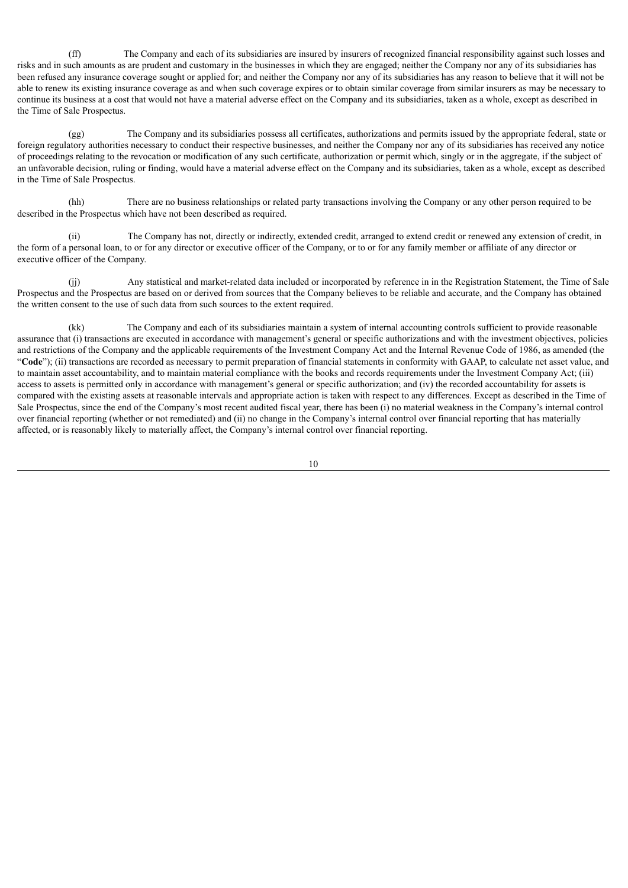(ff) The Company and each of its subsidiaries are insured by insurers of recognized financial responsibility against such losses and risks and in such amounts as are prudent and customary in the businesses in which they are engaged; neither the Company nor any of its subsidiaries has been refused any insurance coverage sought or applied for; and neither the Company nor any of its subsidiaries has any reason to believe that it will not be able to renew its existing insurance coverage as and when such coverage expires or to obtain similar coverage from similar insurers as may be necessary to continue its business at a cost that would not have a material adverse effect on the Company and its subsidiaries, taken as a whole, except as described in the Time of Sale Prospectus.

(gg) The Company and its subsidiaries possess all certificates, authorizations and permits issued by the appropriate federal, state or foreign regulatory authorities necessary to conduct their respective businesses, and neither the Company nor any of its subsidiaries has received any notice of proceedings relating to the revocation or modification of any such certificate, authorization or permit which, singly or in the aggregate, if the subject of an unfavorable decision, ruling or finding, would have a material adverse effect on the Company and its subsidiaries, taken as a whole, except as described in the Time of Sale Prospectus.

(hh) There are no business relationships or related party transactions involving the Company or any other person required to be described in the Prospectus which have not been described as required.

(ii) The Company has not, directly or indirectly, extended credit, arranged to extend credit or renewed any extension of credit, in the form of a personal loan, to or for any director or executive officer of the Company, or to or for any family member or affiliate of any director or executive officer of the Company.

(jj) Any statistical and market-related data included or incorporated by reference in in the Registration Statement, the Time of Sale Prospectus and the Prospectus are based on or derived from sources that the Company believes to be reliable and accurate, and the Company has obtained the written consent to the use of such data from such sources to the extent required.

(kk) The Company and each of its subsidiaries maintain a system of internal accounting controls sufficient to provide reasonable assurance that (i) transactions are executed in accordance with management's general or specific authorizations and with the investment objectives, policies and restrictions of the Company and the applicable requirements of the Investment Company Act and the Internal Revenue Code of 1986, as amended (the "**Code**"); (ii) transactions are recorded as necessary to permit preparation of financial statements in conformity with GAAP, to calculate net asset value, and to maintain asset accountability, and to maintain material compliance with the books and records requirements under the Investment Company Act; (iii) access to assets is permitted only in accordance with management's general or specific authorization; and (iv) the recorded accountability for assets is compared with the existing assets at reasonable intervals and appropriate action is taken with respect to any differences. Except as described in the Time of Sale Prospectus, since the end of the Company's most recent audited fiscal year, there has been (i) no material weakness in the Company's internal control over financial reporting (whether or not remediated) and (ii) no change in the Company's internal control over financial reporting that has materially affected, or is reasonably likely to materially affect, the Company's internal control over financial reporting.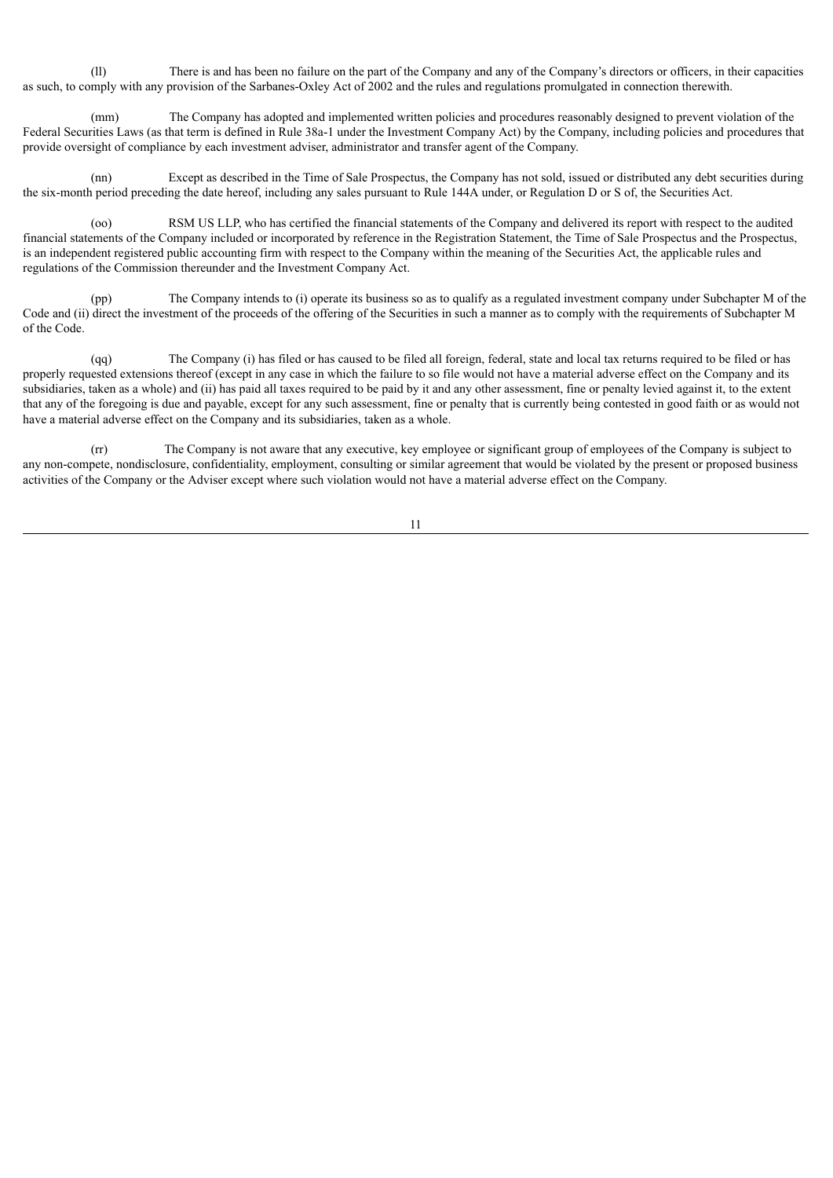(ll) There is and has been no failure on the part of the Company and any of the Company's directors or officers, in their capacities as such, to comply with any provision of the Sarbanes-Oxley Act of 2002 and the rules and regulations promulgated in connection therewith.

(mm) The Company has adopted and implemented written policies and procedures reasonably designed to prevent violation of the Federal Securities Laws (as that term is defined in Rule 38a-1 under the Investment Company Act) by the Company, including policies and procedures that provide oversight of compliance by each investment adviser, administrator and transfer agent of the Company.

(nn) Except as described in the Time of Sale Prospectus, the Company has not sold, issued or distributed any debt securities during the six-month period preceding the date hereof, including any sales pursuant to Rule 144A under, or Regulation D or S of, the Securities Act.

(oo) RSM US LLP, who has certified the financial statements of the Company and delivered its report with respect to the audited financial statements of the Company included or incorporated by reference in the Registration Statement, the Time of Sale Prospectus and the Prospectus, is an independent registered public accounting firm with respect to the Company within the meaning of the Securities Act, the applicable rules and regulations of the Commission thereunder and the Investment Company Act.

(pp) The Company intends to (i) operate its business so as to qualify as a regulated investment company under Subchapter M of the Code and (ii) direct the investment of the proceeds of the offering of the Securities in such a manner as to comply with the requirements of Subchapter M of the Code.

(qq) The Company (i) has filed or has caused to be filed all foreign, federal, state and local tax returns required to be filed or has properly requested extensions thereof (except in any case in which the failure to so file would not have a material adverse effect on the Company and its subsidiaries, taken as a whole) and (ii) has paid all taxes required to be paid by it and any other assessment, fine or penalty levied against it, to the extent that any of the foregoing is due and payable, except for any such assessment, fine or penalty that is currently being contested in good faith or as would not have a material adverse effect on the Company and its subsidiaries, taken as a whole.

(rr) The Company is not aware that any executive, key employee or significant group of employees of the Company is subject to any non-compete, nondisclosure, confidentiality, employment, consulting or similar agreement that would be violated by the present or proposed business activities of the Company or the Adviser except where such violation would not have a material adverse effect on the Company.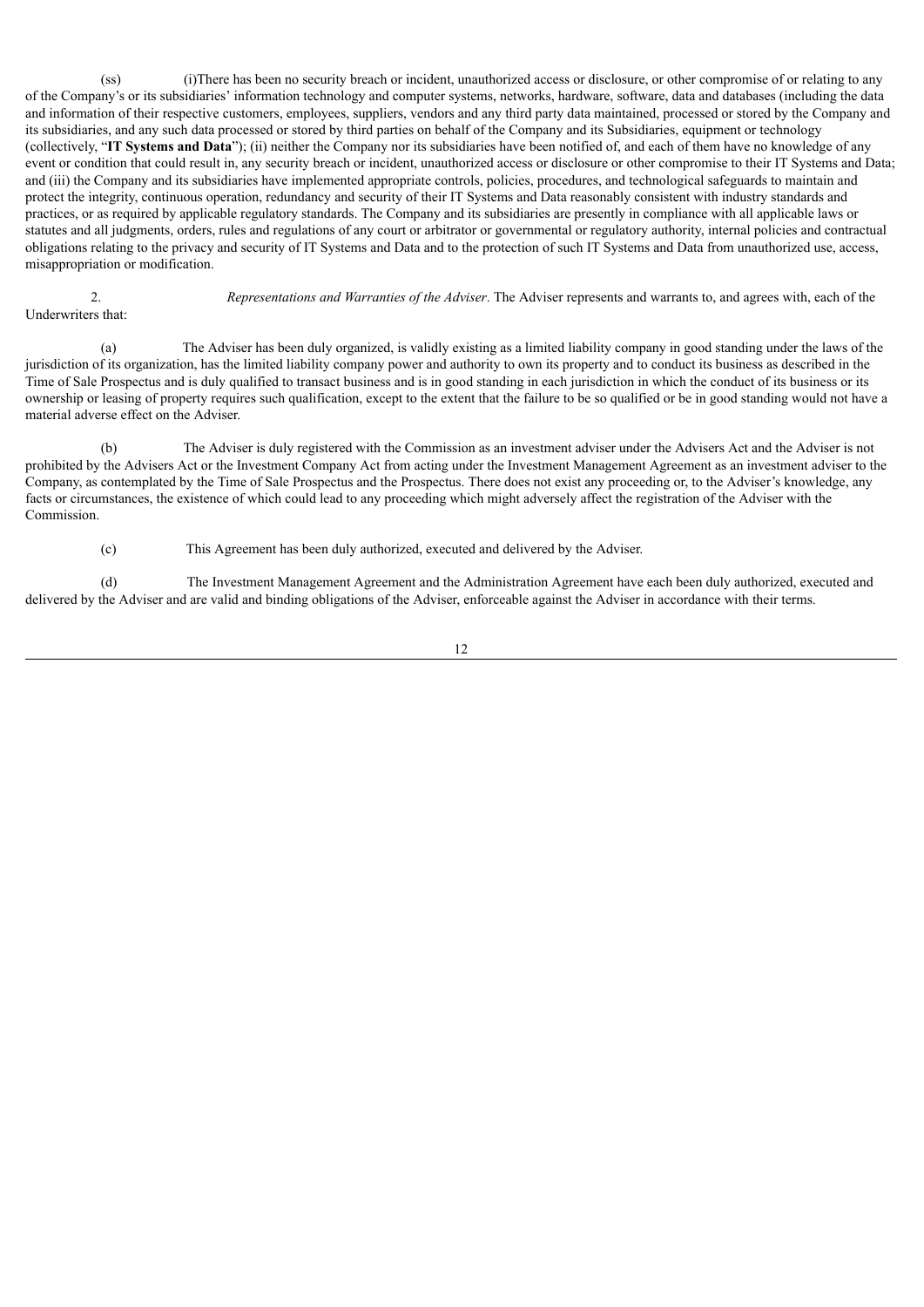(ss) (i)There has been no security breach or incident, unauthorized access or disclosure, or other compromise of or relating to any of the Company's or its subsidiaries' information technology and computer systems, networks, hardware, software, data and databases (including the data and information of their respective customers, employees, suppliers, vendors and any third party data maintained, processed or stored by the Company and its subsidiaries, and any such data processed or stored by third parties on behalf of the Company and its Subsidiaries, equipment or technology (collectively, "**IT Systems and Data**"); (ii) neither the Company nor its subsidiaries have been notified of, and each of them have no knowledge of any event or condition that could result in, any security breach or incident, unauthorized access or disclosure or other compromise to their IT Systems and Data; and (iii) the Company and its subsidiaries have implemented appropriate controls, policies, procedures, and technological safeguards to maintain and protect the integrity, continuous operation, redundancy and security of their IT Systems and Data reasonably consistent with industry standards and practices, or as required by applicable regulatory standards. The Company and its subsidiaries are presently in compliance with all applicable laws or statutes and all judgments, orders, rules and regulations of any court or arbitrator or governmental or regulatory authority, internal policies and contractual obligations relating to the privacy and security of IT Systems and Data and to the protection of such IT Systems and Data from unauthorized use, access, misappropriation or modification.

2. *Representations and Warranties of the Adviser*. The Adviser represents and warrants to, and agrees with, each of the Underwriters that:

(a) The Adviser has been duly organized, is validly existing as a limited liability company in good standing under the laws of the jurisdiction of its organization, has the limited liability company power and authority to own its property and to conduct its business as described in the Time of Sale Prospectus and is duly qualified to transact business and is in good standing in each jurisdiction in which the conduct of its business or its ownership or leasing of property requires such qualification, except to the extent that the failure to be so qualified or be in good standing would not have a material adverse effect on the Adviser.

(b) The Adviser is duly registered with the Commission as an investment adviser under the Advisers Act and the Adviser is not prohibited by the Advisers Act or the Investment Company Act from acting under the Investment Management Agreement as an investment adviser to the Company, as contemplated by the Time of Sale Prospectus and the Prospectus. There does not exist any proceeding or, to the Adviser's knowledge, any facts or circumstances, the existence of which could lead to any proceeding which might adversely affect the registration of the Adviser with the Commission.

(c) This Agreement has been duly authorized, executed and delivered by the Adviser.

(d) The Investment Management Agreement and the Administration Agreement have each been duly authorized, executed and delivered by the Adviser and are valid and binding obligations of the Adviser, enforceable against the Adviser in accordance with their terms.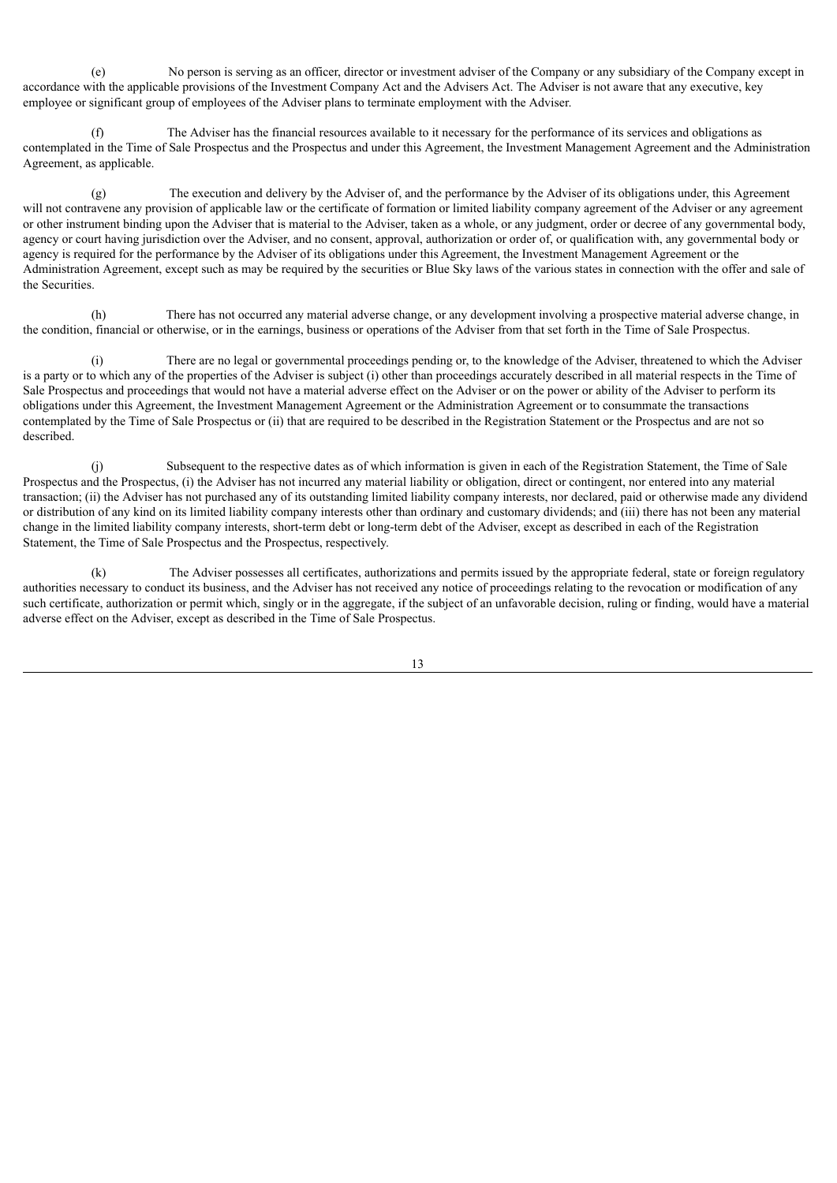(e) No person is serving as an officer, director or investment adviser of the Company or any subsidiary of the Company except in accordance with the applicable provisions of the Investment Company Act and the Advisers Act. The Adviser is not aware that any executive, key employee or significant group of employees of the Adviser plans to terminate employment with the Adviser.

(f) The Adviser has the financial resources available to it necessary for the performance of its services and obligations as contemplated in the Time of Sale Prospectus and the Prospectus and under this Agreement, the Investment Management Agreement and the Administration Agreement, as applicable.

(g) The execution and delivery by the Adviser of, and the performance by the Adviser of its obligations under, this Agreement will not contravene any provision of applicable law or the certificate of formation or limited liability company agreement of the Adviser or any agreement or other instrument binding upon the Adviser that is material to the Adviser, taken as a whole, or any judgment, order or decree of any governmental body, agency or court having jurisdiction over the Adviser, and no consent, approval, authorization or order of, or qualification with, any governmental body or agency is required for the performance by the Adviser of its obligations under this Agreement, the Investment Management Agreement or the Administration Agreement, except such as may be required by the securities or Blue Sky laws of the various states in connection with the offer and sale of the Securities.

(h) There has not occurred any material adverse change, or any development involving a prospective material adverse change, in the condition, financial or otherwise, or in the earnings, business or operations of the Adviser from that set forth in the Time of Sale Prospectus.

(i) There are no legal or governmental proceedings pending or, to the knowledge of the Adviser, threatened to which the Adviser is a party or to which any of the properties of the Adviser is subject (i) other than proceedings accurately described in all material respects in the Time of Sale Prospectus and proceedings that would not have a material adverse effect on the Adviser or on the power or ability of the Adviser to perform its obligations under this Agreement, the Investment Management Agreement or the Administration Agreement or to consummate the transactions contemplated by the Time of Sale Prospectus or (ii) that are required to be described in the Registration Statement or the Prospectus and are not so described.

(j) Subsequent to the respective dates as of which information is given in each of the Registration Statement, the Time of Sale Prospectus and the Prospectus, (i) the Adviser has not incurred any material liability or obligation, direct or contingent, nor entered into any material transaction; (ii) the Adviser has not purchased any of its outstanding limited liability company interests, nor declared, paid or otherwise made any dividend or distribution of any kind on its limited liability company interests other than ordinary and customary dividends; and (iii) there has not been any material change in the limited liability company interests, short-term debt or long-term debt of the Adviser, except as described in each of the Registration Statement, the Time of Sale Prospectus and the Prospectus, respectively.

(k) The Adviser possesses all certificates, authorizations and permits issued by the appropriate federal, state or foreign regulatory authorities necessary to conduct its business, and the Adviser has not received any notice of proceedings relating to the revocation or modification of any such certificate, authorization or permit which, singly or in the aggregate, if the subject of an unfavorable decision, ruling or finding, would have a material adverse effect on the Adviser, except as described in the Time of Sale Prospectus.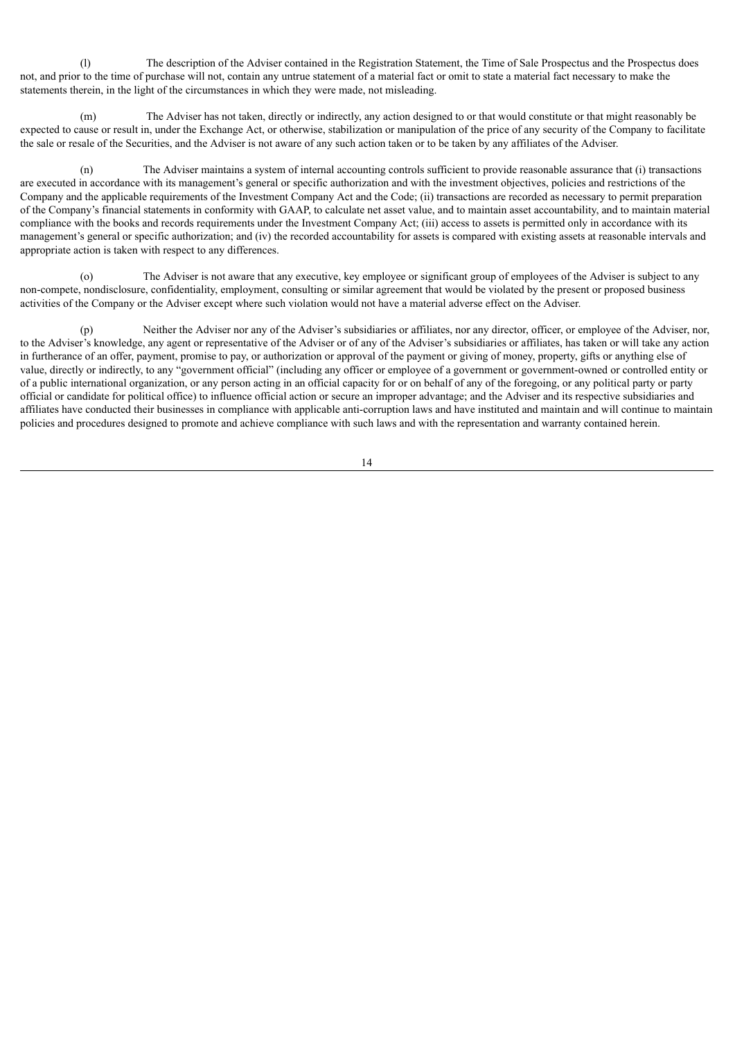(l) The description of the Adviser contained in the Registration Statement, the Time of Sale Prospectus and the Prospectus does not, and prior to the time of purchase will not, contain any untrue statement of a material fact or omit to state a material fact necessary to make the statements therein, in the light of the circumstances in which they were made, not misleading.

(m) The Adviser has not taken, directly or indirectly, any action designed to or that would constitute or that might reasonably be expected to cause or result in, under the Exchange Act, or otherwise, stabilization or manipulation of the price of any security of the Company to facilitate the sale or resale of the Securities, and the Adviser is not aware of any such action taken or to be taken by any affiliates of the Adviser.

(n) The Adviser maintains a system of internal accounting controls sufficient to provide reasonable assurance that (i) transactions are executed in accordance with its management's general or specific authorization and with the investment objectives, policies and restrictions of the Company and the applicable requirements of the Investment Company Act and the Code; (ii) transactions are recorded as necessary to permit preparation of the Company's financial statements in conformity with GAAP, to calculate net asset value, and to maintain asset accountability, and to maintain material compliance with the books and records requirements under the Investment Company Act; (iii) access to assets is permitted only in accordance with its management's general or specific authorization; and (iv) the recorded accountability for assets is compared with existing assets at reasonable intervals and appropriate action is taken with respect to any differences.

(o) The Adviser is not aware that any executive, key employee or significant group of employees of the Adviser is subject to any non-compete, nondisclosure, confidentiality, employment, consulting or similar agreement that would be violated by the present or proposed business activities of the Company or the Adviser except where such violation would not have a material adverse effect on the Adviser.

(p) Neither the Adviser nor any of the Adviser's subsidiaries or affiliates, nor any director, officer, or employee of the Adviser, nor, to the Adviser's knowledge, any agent or representative of the Adviser or of any of the Adviser's subsidiaries or affiliates, has taken or will take any action in furtherance of an offer, payment, promise to pay, or authorization or approval of the payment or giving of money, property, gifts or anything else of value, directly or indirectly, to any "government official" (including any officer or employee of a government or government-owned or controlled entity or of a public international organization, or any person acting in an official capacity for or on behalf of any of the foregoing, or any political party or party official or candidate for political office) to influence official action or secure an improper advantage; and the Adviser and its respective subsidiaries and affiliates have conducted their businesses in compliance with applicable anti-corruption laws and have instituted and maintain and will continue to maintain policies and procedures designed to promote and achieve compliance with such laws and with the representation and warranty contained herein.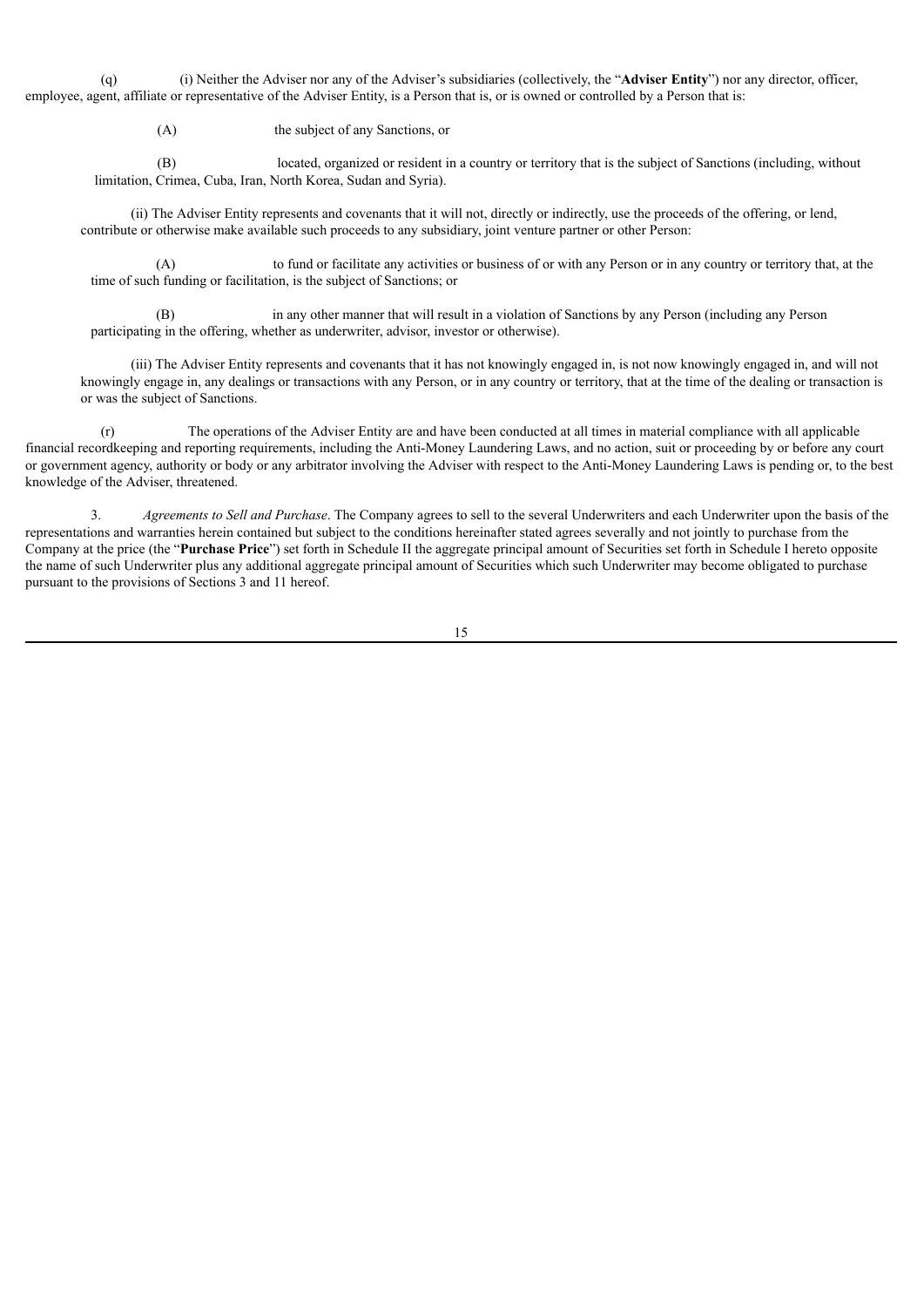(q) (i) Neither the Adviser nor any of the Adviser's subsidiaries (collectively, the "**Adviser Entity**") nor any director, officer, employee, agent, affiliate or representative of the Adviser Entity, is a Person that is, or is owned or controlled by a Person that is:

(A) the subject of any Sanctions, or

(B) located, organized or resident in a country or territory that is the subject of Sanctions (including, without limitation, Crimea, Cuba, Iran, North Korea, Sudan and Syria).

(ii) The Adviser Entity represents and covenants that it will not, directly or indirectly, use the proceeds of the offering, or lend, contribute or otherwise make available such proceeds to any subsidiary, joint venture partner or other Person:

(A) to fund or facilitate any activities or business of or with any Person or in any country or territory that, at the time of such funding or facilitation, is the subject of Sanctions; or

(B) in any other manner that will result in a violation of Sanctions by any Person (including any Person participating in the offering, whether as underwriter, advisor, investor or otherwise).

(iii) The Adviser Entity represents and covenants that it has not knowingly engaged in, is not now knowingly engaged in, and will not knowingly engage in, any dealings or transactions with any Person, or in any country or territory, that at the time of the dealing or transaction is or was the subject of Sanctions.

(r) The operations of the Adviser Entity are and have been conducted at all times in material compliance with all applicable financial recordkeeping and reporting requirements, including the Anti-Money Laundering Laws, and no action, suit or proceeding by or before any court or government agency, authority or body or any arbitrator involving the Adviser with respect to the Anti-Money Laundering Laws is pending or, to the best knowledge of the Adviser, threatened.

3. *Agreements to Sell and Purchase*. The Company agrees to sell to the several Underwriters and each Underwriter upon the basis of the representations and warranties herein contained but subject to the conditions hereinafter stated agrees severally and not jointly to purchase from the Company at the price (the "**Purchase Price**") set forth in Schedule II the aggregate principal amount of Securities set forth in Schedule I hereto opposite the name of such Underwriter plus any additional aggregate principal amount of Securities which such Underwriter may become obligated to purchase pursuant to the provisions of Sections 3 and 11 hereof.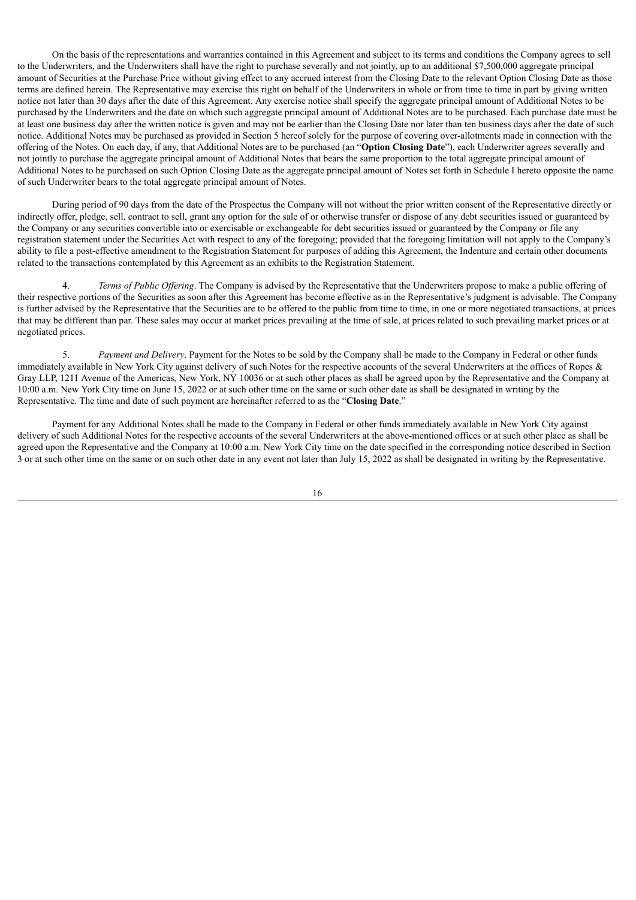On the basis of the representations and warranties contained in this Agreement and subject to its terms and conditions the Company agrees to sell to the Underwriters, and the Underwriters shall have the right to purchase severally and not jointly, up to an additional $7,500,000 aggregate principal amount of Securities at the Purchase Price without giving effect to any accrued interest from the Closing Date to the relevant Option Closing Date as those terms are defined herein. The Representative may exercise this right on behalf of the Underwriters in whole or from time to time in part by giving written notice not later than 30 days after the date of this Agreement. Any exercise notice shall specify the aggregate principal amount of Additional Notes to be purchased by the Underwriters and the date on which such aggregate principal amount of Additional Notes are to be purchased. Each purchase date must be at least one business day after the written notice is given and may not be earlier than the Closing Date nor later than ten business days after the date of such notice. Additional Notes may be purchased as provided in Section 5 hereof solely for the purpose of covering over-allotments made in connection with the offering of the Notes. On each day, if any, that Additional Notes are to be purchased (an "**Option Closing Date**"), each Underwriter agrees severally and not jointly to purchase the aggregate principal amount of Additional Notes that bears the same proportion to the total aggregate principal amount of Additional Notes to be purchased on such Option Closing Date as the aggregate principal amount of Notes set forth in Schedule I hereto opposite the name of such Underwriter bears to the total aggregate principal amount of Notes.

During period of 90 days from the date of the Prospectus the Company will not without the prior written consent of the Representative directly or indirectly offer, pledge, sell, contract to sell, grant any option for the sale of or otherwise transfer or dispose of any debt securities issued or guaranteed by the Company or any securities convertible into or exercisable or exchangeable for debt securities issued or guaranteed by the Company or file any registration statement under the Securities Act with respect to any of the foregoing; provided that the foregoing limitation will not apply to the Company's ability to file a post-effective amendment to the Registration Statement for purposes of adding this Agreement, the Indenture and certain other documents related to the transactions contemplated by this Agreement as an exhibits to the Registration Statement.

4. *Terms of Public Offering*. The Company is advised by the Representative that the Underwriters propose to make a public offering of their respective portions of the Securities as soon after this Agreement has become effective as in the Representative's judgment is advisable. The Company is further advised by the Representative that the Securities are to be offered to the public from time to time, in one or more negotiated transactions, at prices that may be different than par. These sales may occur at market prices prevailing at the time of sale, at prices related to such prevailing market prices or at negotiated prices.

5. *Payment and Delivery*. Payment for the Notes to be sold by the Company shall be made to the Company in Federal or other funds immediately available in New York City against delivery of such Notes for the respective accounts of the several Underwriters at the offices of Ropes & Gray LLP, 1211 Avenue of the Americas, New York, NY 10036 or at such other places as shall be agreed upon by the Representative and the Company at 10:00 a.m. New York City time on June 15, 2022 or at such other time on the same or such other date as shall be designated in writing by the Representative. The time and date of such payment are hereinafter referred to as the "**Closing Date**."

Payment for any Additional Notes shall be made to the Company in Federal or other funds immediately available in New York City against delivery of such Additional Notes for the respective accounts of the several Underwriters at the above-mentioned offices or at such other place as shall be agreed upon the Representative and the Company at 10:00 a.m. New York City time on the date specified in the corresponding notice described in Section 3 or at such other time on the same or on such other date in any event not later than July 15, 2022 as shall be designated in writing by the Representative.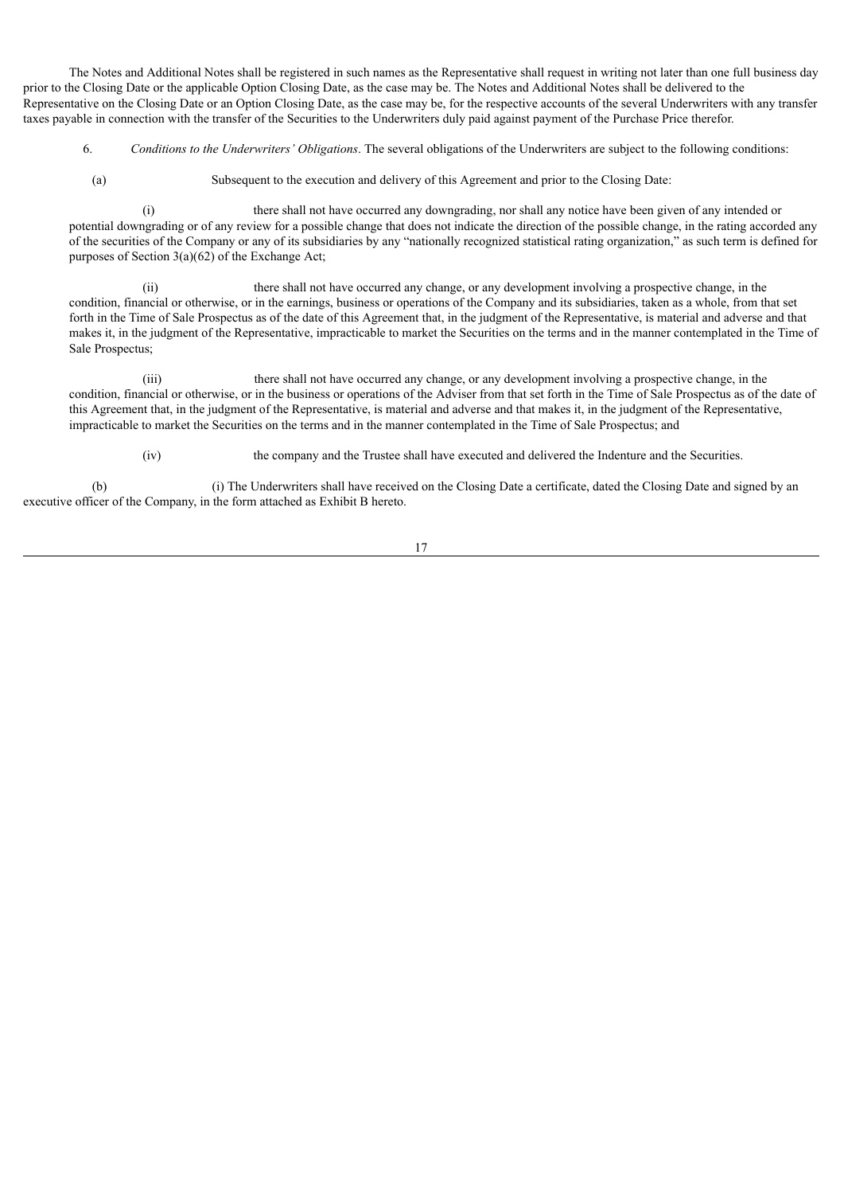The Notes and Additional Notes shall be registered in such names as the Representative shall request in writing not later than one full business day prior to the Closing Date or the applicable Option Closing Date, as the case may be. The Notes and Additional Notes shall be delivered to the Representative on the Closing Date or an Option Closing Date, as the case may be, for the respective accounts of the several Underwriters with any transfer taxes payable in connection with the transfer of the Securities to the Underwriters duly paid against payment of the Purchase Price therefor.

6. *Conditions to the Underwriters' Obligations*. The several obligations of the Underwriters are subject to the following conditions:

(a) Subsequent to the execution and delivery of this Agreement and prior to the Closing Date:

(i) there shall not have occurred any downgrading, nor shall any notice have been given of any intended or potential downgrading or of any review for a possible change that does not indicate the direction of the possible change, in the rating accorded any of the securities of the Company or any of its subsidiaries by any "nationally recognized statistical rating organization," as such term is defined for purposes of Section 3(a)(62) of the Exchange Act;

(ii) there shall not have occurred any change, or any development involving a prospective change, in the condition, financial or otherwise, or in the earnings, business or operations of the Company and its subsidiaries, taken as a whole, from that set forth in the Time of Sale Prospectus as of the date of this Agreement that, in the judgment of the Representative, is material and adverse and that makes it, in the judgment of the Representative, impracticable to market the Securities on the terms and in the manner contemplated in the Time of Sale Prospectus;

(iii) there shall not have occurred any change, or any development involving a prospective change, in the condition, financial or otherwise, or in the business or operations of the Adviser from that set forth in the Time of Sale Prospectus as of the date of this Agreement that, in the judgment of the Representative, is material and adverse and that makes it, in the judgment of the Representative, impracticable to market the Securities on the terms and in the manner contemplated in the Time of Sale Prospectus; and

(iv) the company and the Trustee shall have executed and delivered the Indenture and the Securities.

(b) (i) The Underwriters shall have received on the Closing Date a certificate, dated the Closing Date and signed by an executive officer of the Company, in the form attached as Exhibit B hereto.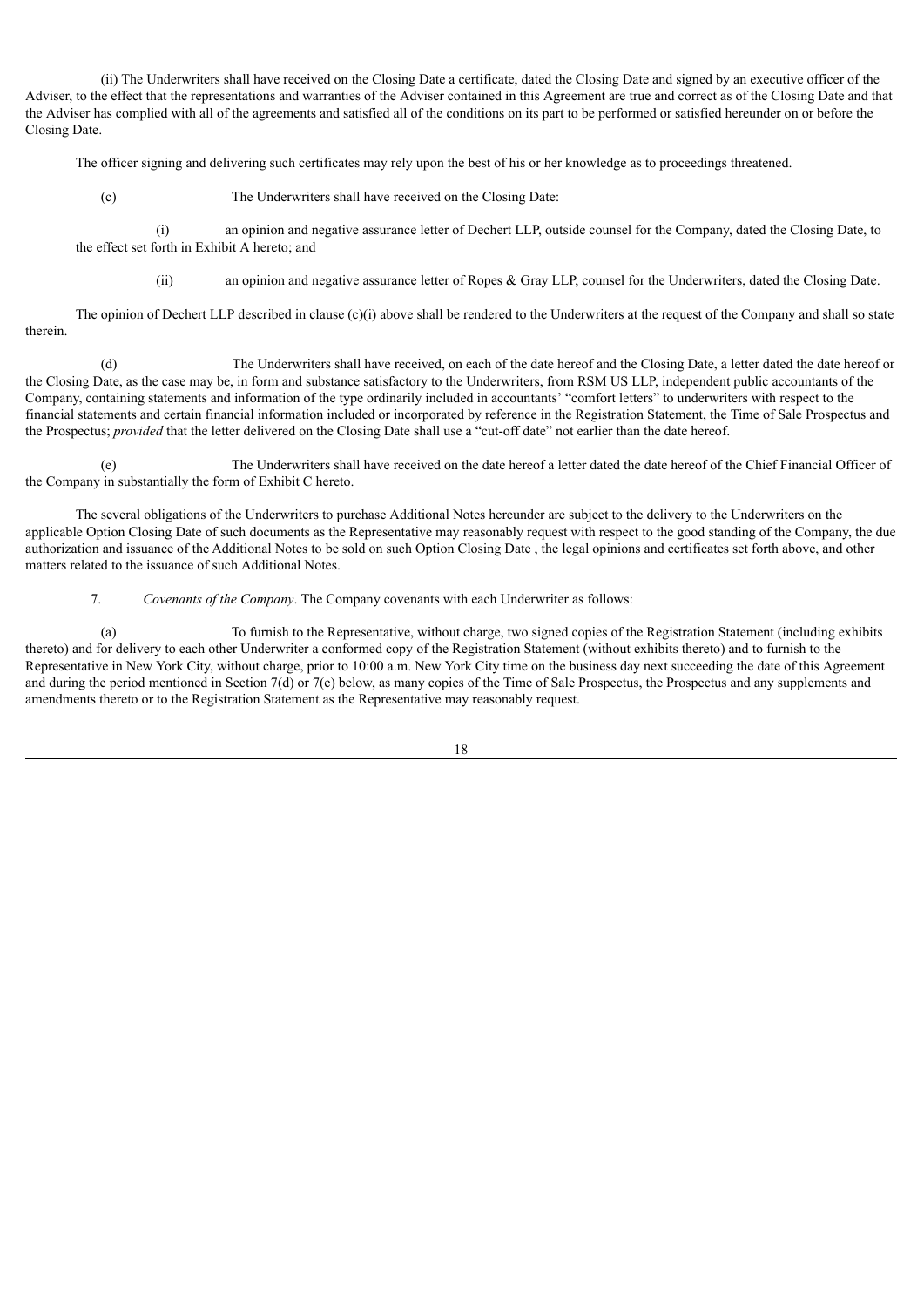(ii) The Underwriters shall have received on the Closing Date a certificate, dated the Closing Date and signed by an executive officer of the Adviser, to the effect that the representations and warranties of the Adviser contained in this Agreement are true and correct as of the Closing Date and that the Adviser has complied with all of the agreements and satisfied all of the conditions on its part to be performed or satisfied hereunder on or before the Closing Date.

The officer signing and delivering such certificates may rely upon the best of his or her knowledge as to proceedings threatened.

(c) The Underwriters shall have received on the Closing Date:

(i) an opinion and negative assurance letter of Dechert LLP, outside counsel for the Company, dated the Closing Date, to the effect set forth in Exhibit A hereto; and

(ii) an opinion and negative assurance letter of Ropes & Gray LLP, counsel for the Underwriters, dated the Closing Date.

The opinion of Dechert LLP described in clause (c)(i) above shall be rendered to the Underwriters at the request of the Company and shall so state therein.

(d) The Underwriters shall have received, on each of the date hereof and the Closing Date, a letter dated the date hereof or the Closing Date, as the case may be, in form and substance satisfactory to the Underwriters, from RSM US LLP, independent public accountants of the Company, containing statements and information of the type ordinarily included in accountants' "comfort letters" to underwriters with respect to the financial statements and certain financial information included or incorporated by reference in the Registration Statement, the Time of Sale Prospectus and the Prospectus; *provided* that the letter delivered on the Closing Date shall use a "cut-off date" not earlier than the date hereof.

(e) The Underwriters shall have received on the date hereof a letter dated the date hereof of the Chief Financial Officer of the Company in substantially the form of Exhibit C hereto.

The several obligations of the Underwriters to purchase Additional Notes hereunder are subject to the delivery to the Underwriters on the applicable Option Closing Date of such documents as the Representative may reasonably request with respect to the good standing of the Company, the due authorization and issuance of the Additional Notes to be sold on such Option Closing Date , the legal opinions and certificates set forth above, and other matters related to the issuance of such Additional Notes.

7. *Covenants of the Company*. The Company covenants with each Underwriter as follows:

(a) To furnish to the Representative, without charge, two signed copies of the Registration Statement (including exhibits thereto) and for delivery to each other Underwriter a conformed copy of the Registration Statement (without exhibits thereto) and to furnish to the Representative in New York City, without charge, prior to 10:00 a.m. New York City time on the business day next succeeding the date of this Agreement and during the period mentioned in Section 7(d) or 7(e) below, as many copies of the Time of Sale Prospectus, the Prospectus and any supplements and amendments thereto or to the Registration Statement as the Representative may reasonably request.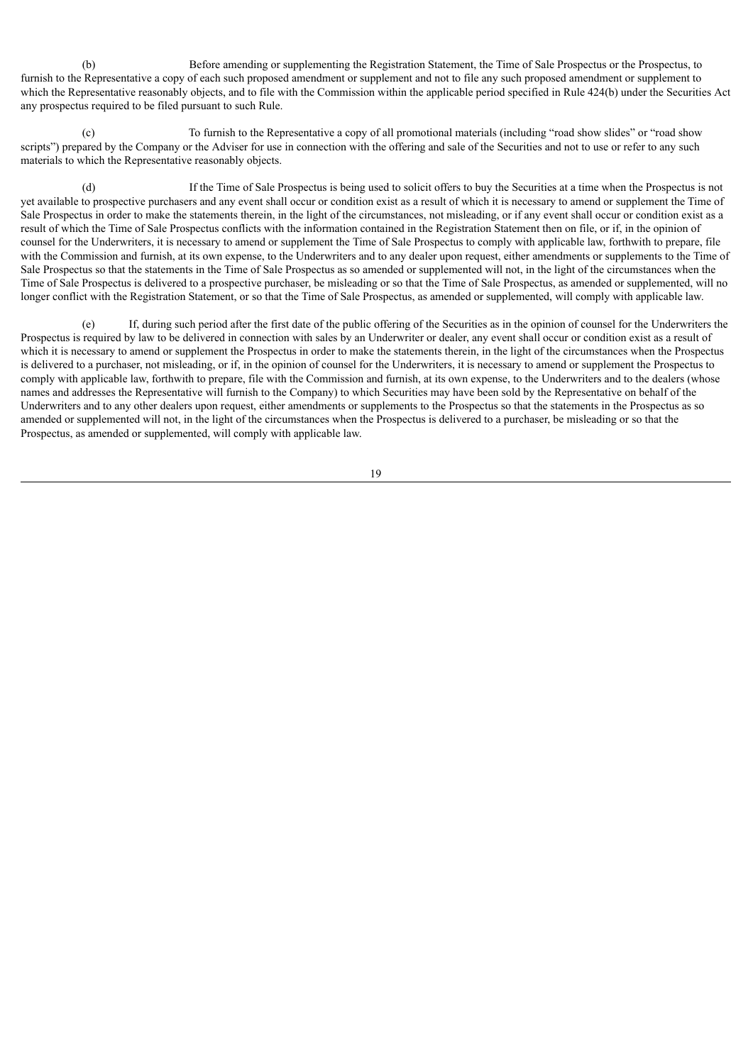(b) Before amending or supplementing the Registration Statement, the Time of Sale Prospectus or the Prospectus, to furnish to the Representative a copy of each such proposed amendment or supplement and not to file any such proposed amendment or supplement to which the Representative reasonably objects, and to file with the Commission within the applicable period specified in Rule 424(b) under the Securities Act any prospectus required to be filed pursuant to such Rule.

(c) To furnish to the Representative a copy of all promotional materials (including "road show slides" or "road show scripts") prepared by the Company or the Adviser for use in connection with the offering and sale of the Securities and not to use or refer to any such materials to which the Representative reasonably objects.

(d) If the Time of Sale Prospectus is being used to solicit offers to buy the Securities at a time when the Prospectus is not yet available to prospective purchasers and any event shall occur or condition exist as a result of which it is necessary to amend or supplement the Time of Sale Prospectus in order to make the statements therein, in the light of the circumstances, not misleading, or if any event shall occur or condition exist as a result of which the Time of Sale Prospectus conflicts with the information contained in the Registration Statement then on file, or if, in the opinion of counsel for the Underwriters, it is necessary to amend or supplement the Time of Sale Prospectus to comply with applicable law, forthwith to prepare, file with the Commission and furnish, at its own expense, to the Underwriters and to any dealer upon request, either amendments or supplements to the Time of Sale Prospectus so that the statements in the Time of Sale Prospectus as so amended or supplemented will not, in the light of the circumstances when the Time of Sale Prospectus is delivered to a prospective purchaser, be misleading or so that the Time of Sale Prospectus, as amended or supplemented, will no longer conflict with the Registration Statement, or so that the Time of Sale Prospectus, as amended or supplemented, will comply with applicable law.

(e) If, during such period after the first date of the public offering of the Securities as in the opinion of counsel for the Underwriters the Prospectus is required by law to be delivered in connection with sales by an Underwriter or dealer, any event shall occur or condition exist as a result of which it is necessary to amend or supplement the Prospectus in order to make the statements therein, in the light of the circumstances when the Prospectus is delivered to a purchaser, not misleading, or if, in the opinion of counsel for the Underwriters, it is necessary to amend or supplement the Prospectus to comply with applicable law, forthwith to prepare, file with the Commission and furnish, at its own expense, to the Underwriters and to the dealers (whose names and addresses the Representative will furnish to the Company) to which Securities may have been sold by the Representative on behalf of the Underwriters and to any other dealers upon request, either amendments or supplements to the Prospectus so that the statements in the Prospectus as so amended or supplemented will not, in the light of the circumstances when the Prospectus is delivered to a purchaser, be misleading or so that the Prospectus, as amended or supplemented, will comply with applicable law.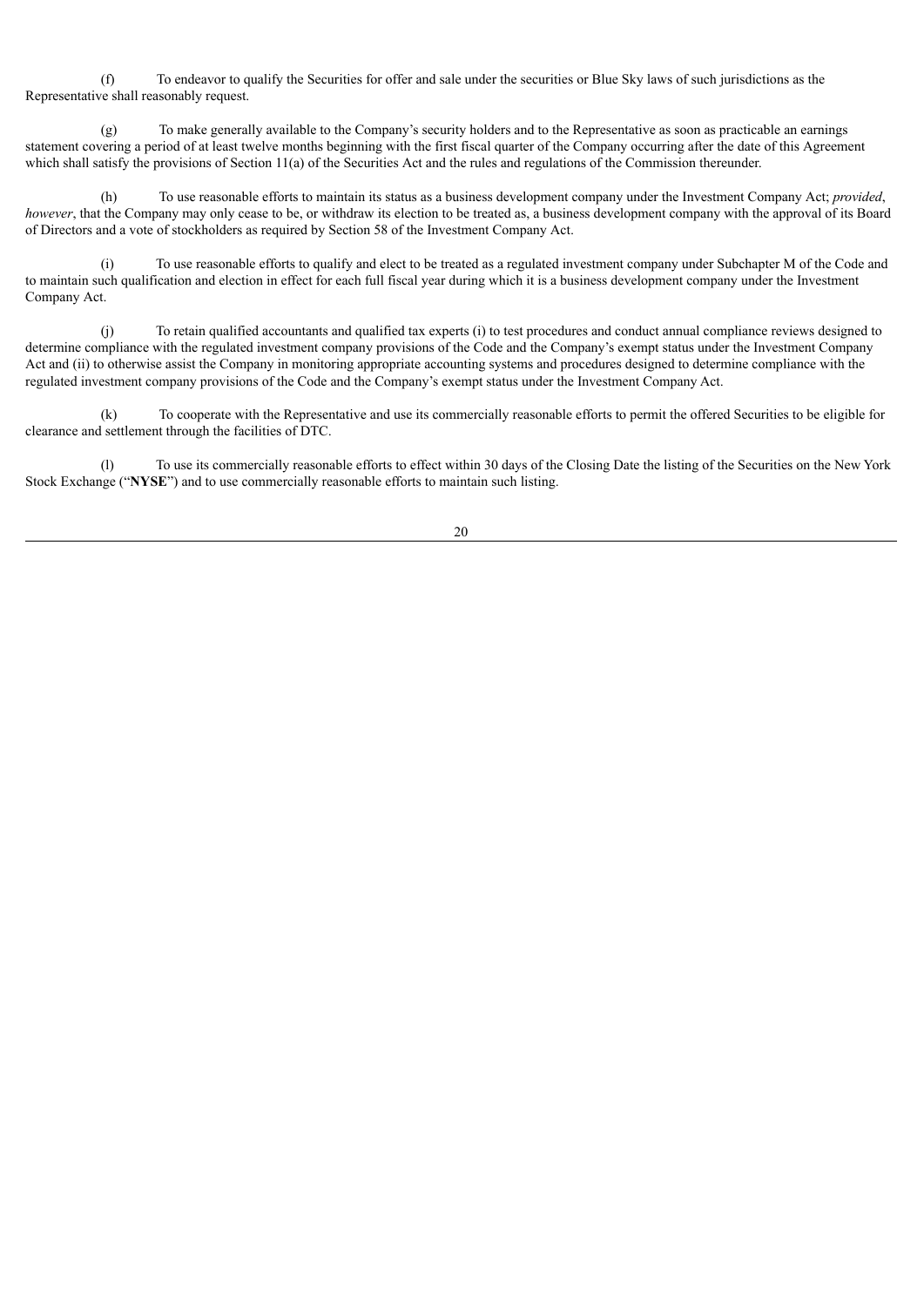(f) To endeavor to qualify the Securities for offer and sale under the securities or Blue Sky laws of such jurisdictions as the Representative shall reasonably request.

(g) To make generally available to the Company's security holders and to the Representative as soon as practicable an earnings statement covering a period of at least twelve months beginning with the first fiscal quarter of the Company occurring after the date of this Agreement which shall satisfy the provisions of Section 11(a) of the Securities Act and the rules and regulations of the Commission thereunder.

(h) To use reasonable efforts to maintain its status as a business development company under the Investment Company Act; *provided*, *however*, that the Company may only cease to be, or withdraw its election to be treated as, a business development company with the approval of its Board of Directors and a vote of stockholders as required by Section 58 of the Investment Company Act.

(i) To use reasonable efforts to qualify and elect to be treated as a regulated investment company under Subchapter M of the Code and to maintain such qualification and election in effect for each full fiscal year during which it is a business development company under the Investment Company Act.

(j) To retain qualified accountants and qualified tax experts (i) to test procedures and conduct annual compliance reviews designed to determine compliance with the regulated investment company provisions of the Code and the Company's exempt status under the Investment Company Act and (ii) to otherwise assist the Company in monitoring appropriate accounting systems and procedures designed to determine compliance with the regulated investment company provisions of the Code and the Company's exempt status under the Investment Company Act.

(k) To cooperate with the Representative and use its commercially reasonable efforts to permit the offered Securities to be eligible for clearance and settlement through the facilities of DTC.

(l) To use its commercially reasonable efforts to effect within 30 days of the Closing Date the listing of the Securities on the New York Stock Exchange ("**NYSE**") and to use commercially reasonable efforts to maintain such listing.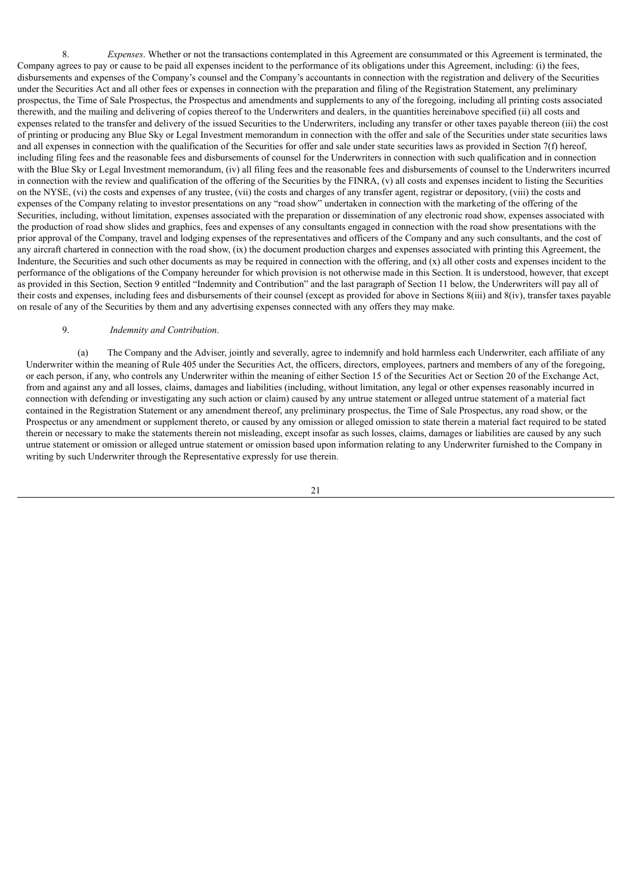8. *Expenses*. Whether or not the transactions contemplated in this Agreement are consummated or this Agreement is terminated, the Company agrees to pay or cause to be paid all expenses incident to the performance of its obligations under this Agreement, including: (i) the fees, disbursements and expenses of the Company's counsel and the Company's accountants in connection with the registration and delivery of the Securities under the Securities Act and all other fees or expenses in connection with the preparation and filing of the Registration Statement, any preliminary prospectus, the Time of Sale Prospectus, the Prospectus and amendments and supplements to any of the foregoing, including all printing costs associated therewith, and the mailing and delivering of copies thereof to the Underwriters and dealers, in the quantities hereinabove specified (ii) all costs and expenses related to the transfer and delivery of the issued Securities to the Underwriters, including any transfer or other taxes payable thereon (iii) the cost of printing or producing any Blue Sky or Legal Investment memorandum in connection with the offer and sale of the Securities under state securities laws and all expenses in connection with the qualification of the Securities for offer and sale under state securities laws as provided in Section 7(f) hereof, including filing fees and the reasonable fees and disbursements of counsel for the Underwriters in connection with such qualification and in connection with the Blue Sky or Legal Investment memorandum, (iv) all filing fees and the reasonable fees and disbursements of counsel to the Underwriters incurred in connection with the review and qualification of the offering of the Securities by the FINRA, (v) all costs and expenses incident to listing the Securities on the NYSE, (vi) the costs and expenses of any trustee, (vii) the costs and charges of any transfer agent, registrar or depository, (viii) the costs and expenses of the Company relating to investor presentations on any "road show" undertaken in connection with the marketing of the offering of the Securities, including, without limitation, expenses associated with the preparation or dissemination of any electronic road show, expenses associated with the production of road show slides and graphics, fees and expenses of any consultants engaged in connection with the road show presentations with the prior approval of the Company, travel and lodging expenses of the representatives and officers of the Company and any such consultants, and the cost of any aircraft chartered in connection with the road show, (ix) the document production charges and expenses associated with printing this Agreement, the Indenture, the Securities and such other documents as may be required in connection with the offering, and (x) all other costs and expenses incident to the performance of the obligations of the Company hereunder for which provision is not otherwise made in this Section. It is understood, however, that except as provided in this Section, Section 9 entitled "Indemnity and Contribution" and the last paragraph of Section 11 below, the Underwriters will pay all of their costs and expenses, including fees and disbursements of their counsel (except as provided for above in Sections 8(iii) and 8(iv), transfer taxes payable on resale of any of the Securities by them and any advertising expenses connected with any offers they may make.

9. *Indemnity and Contribution*.

(a) The Company and the Adviser, jointly and severally, agree to indemnify and hold harmless each Underwriter, each affiliate of any Underwriter within the meaning of Rule 405 under the Securities Act, the officers, directors, employees, partners and members of any of the foregoing, or each person, if any, who controls any Underwriter within the meaning of either Section 15 of the Securities Act or Section 20 of the Exchange Act, from and against any and all losses, claims, damages and liabilities (including, without limitation, any legal or other expenses reasonably incurred in connection with defending or investigating any such action or claim) caused by any untrue statement or alleged untrue statement of a material fact contained in the Registration Statement or any amendment thereof, any preliminary prospectus, the Time of Sale Prospectus, any road show, or the Prospectus or any amendment or supplement thereto, or caused by any omission or alleged omission to state therein a material fact required to be stated therein or necessary to make the statements therein not misleading, except insofar as such losses, claims, damages or liabilities are caused by any such untrue statement or omission or alleged untrue statement or omission based upon information relating to any Underwriter furnished to the Company in writing by such Underwriter through the Representative expressly for use therein.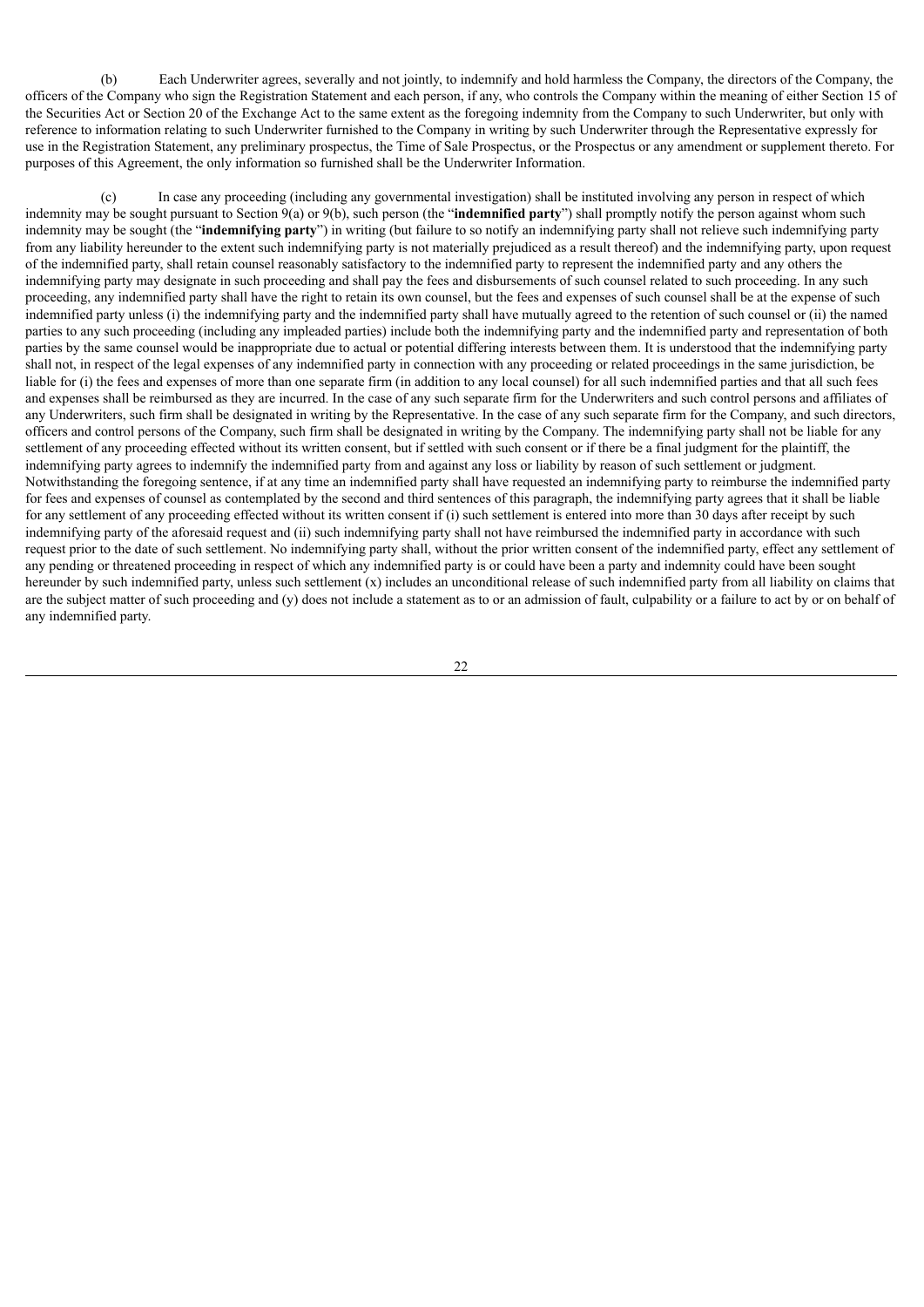(b) Each Underwriter agrees, severally and not jointly, to indemnify and hold harmless the Company, the directors of the Company, the officers of the Company who sign the Registration Statement and each person, if any, who controls the Company within the meaning of either Section 15 of the Securities Act or Section 20 of the Exchange Act to the same extent as the foregoing indemnity from the Company to such Underwriter, but only with reference to information relating to such Underwriter furnished to the Company in writing by such Underwriter through the Representative expressly for use in the Registration Statement, any preliminary prospectus, the Time of Sale Prospectus, or the Prospectus or any amendment or supplement thereto. For purposes of this Agreement, the only information so furnished shall be the Underwriter Information.

(c) In case any proceeding (including any governmental investigation) shall be instituted involving any person in respect of which indemnity may be sought pursuant to Section 9(a) or 9(b), such person (the "**indemnified party**") shall promptly notify the person against whom such indemnity may be sought (the "**indemnifying party**") in writing (but failure to so notify an indemnifying party shall not relieve such indemnifying party from any liability hereunder to the extent such indemnifying party is not materially prejudiced as a result thereof) and the indemnifying party, upon request of the indemnified party, shall retain counsel reasonably satisfactory to the indemnified party to represent the indemnified party and any others the indemnifying party may designate in such proceeding and shall pay the fees and disbursements of such counsel related to such proceeding. In any such proceeding, any indemnified party shall have the right to retain its own counsel, but the fees and expenses of such counsel shall be at the expense of such indemnified party unless (i) the indemnifying party and the indemnified party shall have mutually agreed to the retention of such counsel or (ii) the named parties to any such proceeding (including any impleaded parties) include both the indemnifying party and the indemnified party and representation of both parties by the same counsel would be inappropriate due to actual or potential differing interests between them. It is understood that the indemnifying party shall not, in respect of the legal expenses of any indemnified party in connection with any proceeding or related proceedings in the same jurisdiction, be liable for (i) the fees and expenses of more than one separate firm (in addition to any local counsel) for all such indemnified parties and that all such fees and expenses shall be reimbursed as they are incurred. In the case of any such separate firm for the Underwriters and such control persons and affiliates of any Underwriters, such firm shall be designated in writing by the Representative. In the case of any such separate firm for the Company, and such directors, officers and control persons of the Company, such firm shall be designated in writing by the Company. The indemnifying party shall not be liable for any settlement of any proceeding effected without its written consent, but if settled with such consent or if there be a final judgment for the plaintiff, the indemnifying party agrees to indemnify the indemnified party from and against any loss or liability by reason of such settlement or judgment. Notwithstanding the foregoing sentence, if at any time an indemnified party shall have requested an indemnifying party to reimburse the indemnified party for fees and expenses of counsel as contemplated by the second and third sentences of this paragraph, the indemnifying party agrees that it shall be liable for any settlement of any proceeding effected without its written consent if (i) such settlement is entered into more than 30 days after receipt by such indemnifying party of the aforesaid request and (ii) such indemnifying party shall not have reimbursed the indemnified party in accordance with such request prior to the date of such settlement. No indemnifying party shall, without the prior written consent of the indemnified party, effect any settlement of any pending or threatened proceeding in respect of which any indemnified party is or could have been a party and indemnity could have been sought hereunder by such indemnified party, unless such settlement (x) includes an unconditional release of such indemnified party from all liability on claims that are the subject matter of such proceeding and (y) does not include a statement as to or an admission of fault, culpability or a failure to act by or on behalf of any indemnified party.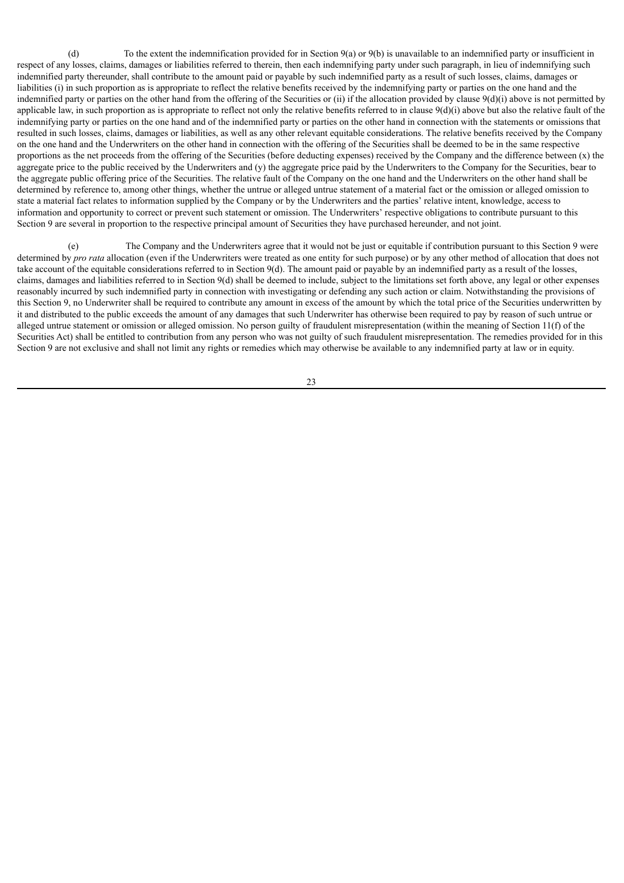(d) To the extent the indemnification provided for in Section 9(a) or 9(b) is unavailable to an indemnified party or insufficient in respect of any losses, claims, damages or liabilities referred to therein, then each indemnifying party under such paragraph, in lieu of indemnifying such indemnified party thereunder, shall contribute to the amount paid or payable by such indemnified party as a result of such losses, claims, damages or liabilities (i) in such proportion as is appropriate to reflect the relative benefits received by the indemnifying party or parties on the one hand and the indemnified party or parties on the other hand from the offering of the Securities or (ii) if the allocation provided by clause 9(d)(i) above is not permitted by applicable law, in such proportion as is appropriate to reflect not only the relative benefits referred to in clause 9(d)(i) above but also the relative fault of the indemnifying party or parties on the one hand and of the indemnified party or parties on the other hand in connection with the statements or omissions that resulted in such losses, claims, damages or liabilities, as well as any other relevant equitable considerations. The relative benefits received by the Company on the one hand and the Underwriters on the other hand in connection with the offering of the Securities shall be deemed to be in the same respective proportions as the net proceeds from the offering of the Securities (before deducting expenses) received by the Company and the difference between (x) the aggregate price to the public received by the Underwriters and (y) the aggregate price paid by the Underwriters to the Company for the Securities, bear to the aggregate public offering price of the Securities. The relative fault of the Company on the one hand and the Underwriters on the other hand shall be determined by reference to, among other things, whether the untrue or alleged untrue statement of a material fact or the omission or alleged omission to state a material fact relates to information supplied by the Company or by the Underwriters and the parties' relative intent, knowledge, access to information and opportunity to correct or prevent such statement or omission. The Underwriters' respective obligations to contribute pursuant to this Section 9 are several in proportion to the respective principal amount of Securities they have purchased hereunder, and not joint.

(e) The Company and the Underwriters agree that it would not be just or equitable if contribution pursuant to this Section 9 were determined by *pro rata* allocation (even if the Underwriters were treated as one entity for such purpose) or by any other method of allocation that does not take account of the equitable considerations referred to in Section 9(d). The amount paid or payable by an indemnified party as a result of the losses, claims, damages and liabilities referred to in Section 9(d) shall be deemed to include, subject to the limitations set forth above, any legal or other expenses reasonably incurred by such indemnified party in connection with investigating or defending any such action or claim. Notwithstanding the provisions of this Section 9, no Underwriter shall be required to contribute any amount in excess of the amount by which the total price of the Securities underwritten by it and distributed to the public exceeds the amount of any damages that such Underwriter has otherwise been required to pay by reason of such untrue or alleged untrue statement or omission or alleged omission. No person guilty of fraudulent misrepresentation (within the meaning of Section 11(f) of the Securities Act) shall be entitled to contribution from any person who was not guilty of such fraudulent misrepresentation. The remedies provided for in this Section 9 are not exclusive and shall not limit any rights or remedies which may otherwise be available to any indemnified party at law or in equity.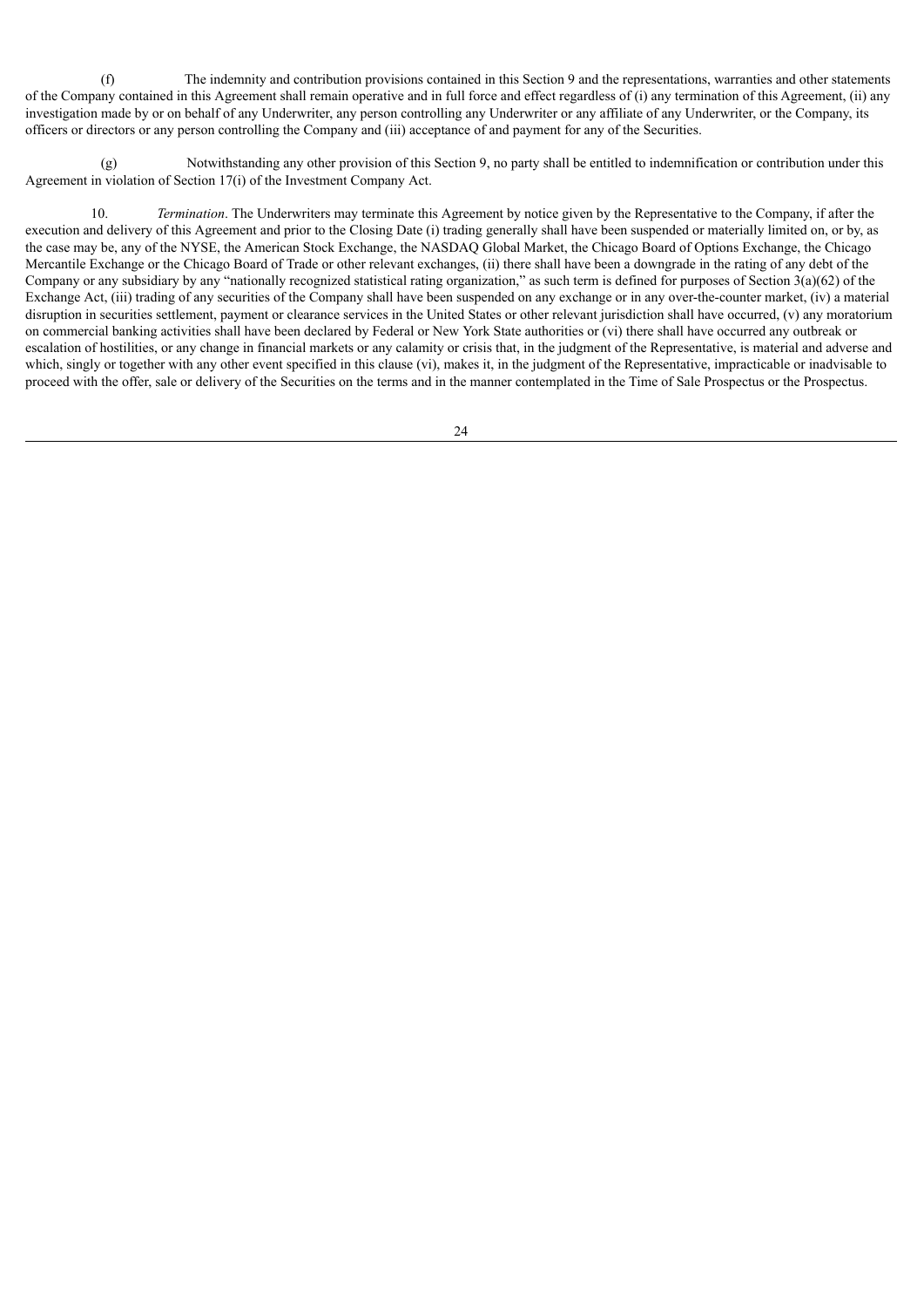(f) The indemnity and contribution provisions contained in this Section 9 and the representations, warranties and other statements of the Company contained in this Agreement shall remain operative and in full force and effect regardless of (i) any termination of this Agreement, (ii) any investigation made by or on behalf of any Underwriter, any person controlling any Underwriter or any affiliate of any Underwriter, or the Company, its officers or directors or any person controlling the Company and (iii) acceptance of and payment for any of the Securities.

(g) Notwithstanding any other provision of this Section 9, no party shall be entitled to indemnification or contribution under this Agreement in violation of Section 17(i) of the Investment Company Act.

10. *Termination*. The Underwriters may terminate this Agreement by notice given by the Representative to the Company, if after the execution and delivery of this Agreement and prior to the Closing Date (i) trading generally shall have been suspended or materially limited on, or by, as the case may be, any of the NYSE, the American Stock Exchange, the NASDAQ Global Market, the Chicago Board of Options Exchange, the Chicago Mercantile Exchange or the Chicago Board of Trade or other relevant exchanges, (ii) there shall have been a downgrade in the rating of any debt of the Company or any subsidiary by any "nationally recognized statistical rating organization," as such term is defined for purposes of Section 3(a)(62) of the Exchange Act, (iii) trading of any securities of the Company shall have been suspended on any exchange or in any over-the-counter market, (iv) a material disruption in securities settlement, payment or clearance services in the United States or other relevant jurisdiction shall have occurred, (v) any moratorium on commercial banking activities shall have been declared by Federal or New York State authorities or (vi) there shall have occurred any outbreak or escalation of hostilities, or any change in financial markets or any calamity or crisis that, in the judgment of the Representative, is material and adverse and which, singly or together with any other event specified in this clause (vi), makes it, in the judgment of the Representative, impracticable or inadvisable to proceed with the offer, sale or delivery of the Securities on the terms and in the manner contemplated in the Time of Sale Prospectus or the Prospectus.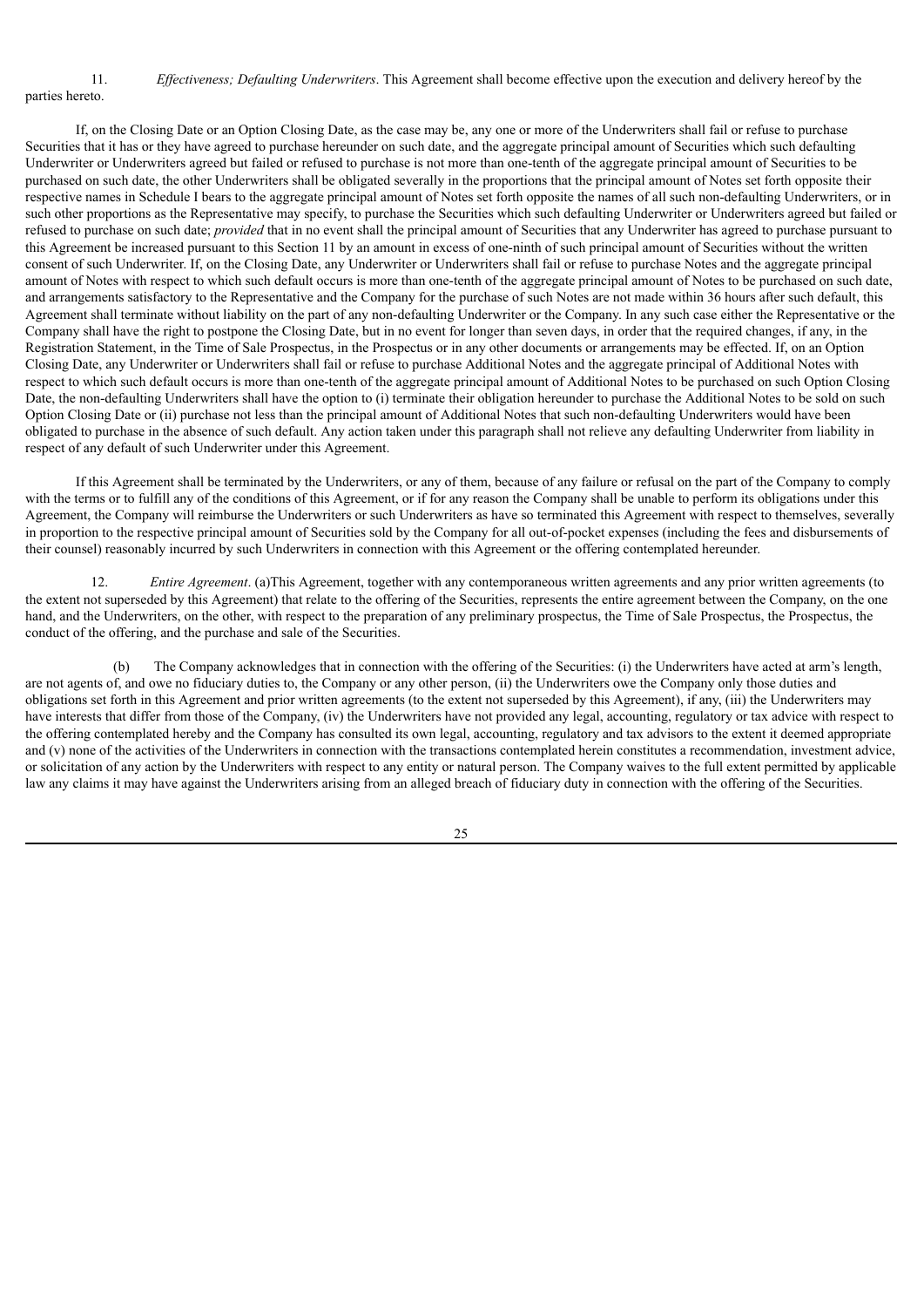11. *Effectiveness; Defaulting Underwriters*. This Agreement shall become effective upon the execution and delivery hereof by the parties hereto.

If, on the Closing Date or an Option Closing Date, as the case may be, any one or more of the Underwriters shall fail or refuse to purchase Securities that it has or they have agreed to purchase hereunder on such date, and the aggregate principal amount of Securities which such defaulting Underwriter or Underwriters agreed but failed or refused to purchase is not more than one-tenth of the aggregate principal amount of Securities to be purchased on such date, the other Underwriters shall be obligated severally in the proportions that the principal amount of Notes set forth opposite their respective names in Schedule I bears to the aggregate principal amount of Notes set forth opposite the names of all such non-defaulting Underwriters, or in such other proportions as the Representative may specify, to purchase the Securities which such defaulting Underwriter or Underwriters agreed but failed or refused to purchase on such date; *provided* that in no event shall the principal amount of Securities that any Underwriter has agreed to purchase pursuant to this Agreement be increased pursuant to this Section 11 by an amount in excess of one-ninth of such principal amount of Securities without the written consent of such Underwriter. If, on the Closing Date, any Underwriter or Underwriters shall fail or refuse to purchase Notes and the aggregate principal amount of Notes with respect to which such default occurs is more than one-tenth of the aggregate principal amount of Notes to be purchased on such date, and arrangements satisfactory to the Representative and the Company for the purchase of such Notes are not made within 36 hours after such default, this Agreement shall terminate without liability on the part of any non-defaulting Underwriter or the Company. In any such case either the Representative or the Company shall have the right to postpone the Closing Date, but in no event for longer than seven days, in order that the required changes, if any, in the Registration Statement, in the Time of Sale Prospectus, in the Prospectus or in any other documents or arrangements may be effected. If, on an Option Closing Date, any Underwriter or Underwriters shall fail or refuse to purchase Additional Notes and the aggregate principal of Additional Notes with respect to which such default occurs is more than one-tenth of the aggregate principal amount of Additional Notes to be purchased on such Option Closing Date, the non-defaulting Underwriters shall have the option to (i) terminate their obligation hereunder to purchase the Additional Notes to be sold on such Option Closing Date or (ii) purchase not less than the principal amount of Additional Notes that such non-defaulting Underwriters would have been obligated to purchase in the absence of such default. Any action taken under this paragraph shall not relieve any defaulting Underwriter from liability in respect of any default of such Underwriter under this Agreement.

If this Agreement shall be terminated by the Underwriters, or any of them, because of any failure or refusal on the part of the Company to comply with the terms or to fulfill any of the conditions of this Agreement, or if for any reason the Company shall be unable to perform its obligations under this Agreement, the Company will reimburse the Underwriters or such Underwriters as have so terminated this Agreement with respect to themselves, severally in proportion to the respective principal amount of Securities sold by the Company for all out-of-pocket expenses (including the fees and disbursements of their counsel) reasonably incurred by such Underwriters in connection with this Agreement or the offering contemplated hereunder.

12. *Entire Agreement*. (a)This Agreement, together with any contemporaneous written agreements and any prior written agreements (to the extent not superseded by this Agreement) that relate to the offering of the Securities, represents the entire agreement between the Company, on the one hand, and the Underwriters, on the other, with respect to the preparation of any preliminary prospectus, the Time of Sale Prospectus, the Prospectus, the conduct of the offering, and the purchase and sale of the Securities.

(b) The Company acknowledges that in connection with the offering of the Securities: (i) the Underwriters have acted at arm's length, are not agents of, and owe no fiduciary duties to, the Company or any other person, (ii) the Underwriters owe the Company only those duties and obligations set forth in this Agreement and prior written agreements (to the extent not superseded by this Agreement), if any, (iii) the Underwriters may have interests that differ from those of the Company, (iv) the Underwriters have not provided any legal, accounting, regulatory or tax advice with respect to the offering contemplated hereby and the Company has consulted its own legal, accounting, regulatory and tax advisors to the extent it deemed appropriate and (v) none of the activities of the Underwriters in connection with the transactions contemplated herein constitutes a recommendation, investment advice, or solicitation of any action by the Underwriters with respect to any entity or natural person. The Company waives to the full extent permitted by applicable law any claims it may have against the Underwriters arising from an alleged breach of fiduciary duty in connection with the offering of the Securities.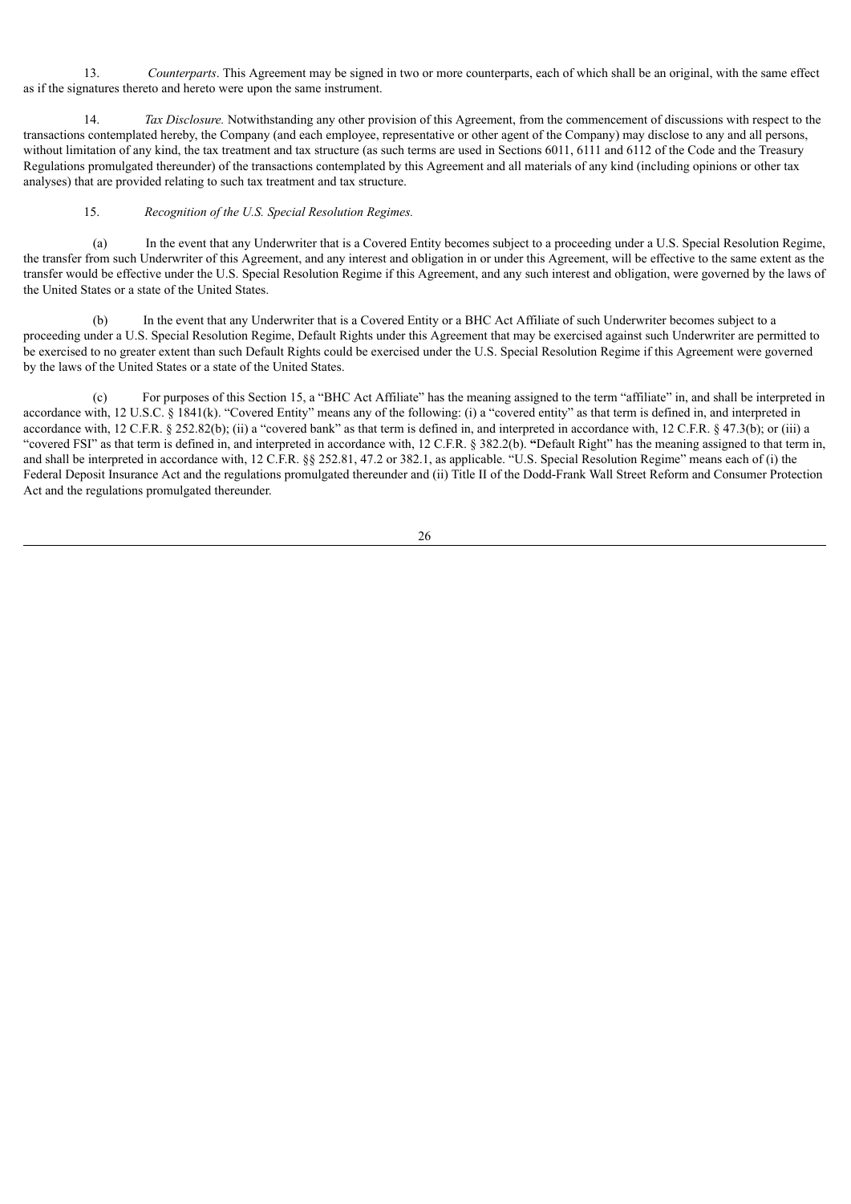13. *Counterparts*. This Agreement may be signed in two or more counterparts, each of which shall be an original, with the same effect as if the signatures thereto and hereto were upon the same instrument.

14. *Tax Disclosure.* Notwithstanding any other provision of this Agreement, from the commencement of discussions with respect to the transactions contemplated hereby, the Company (and each employee, representative or other agent of the Company) may disclose to any and all persons, without limitation of any kind, the tax treatment and tax structure (as such terms are used in Sections 6011, 6111 and 6112 of the Code and the Treasury Regulations promulgated thereunder) of the transactions contemplated by this Agreement and all materials of any kind (including opinions or other tax analyses) that are provided relating to such tax treatment and tax structure.

15. *Recognition of the U.S. Special Resolution Regimes.*

(a) In the event that any Underwriter that is a Covered Entity becomes subject to a proceeding under a U.S. Special Resolution Regime, the transfer from such Underwriter of this Agreement, and any interest and obligation in or under this Agreement, will be effective to the same extent as the transfer would be effective under the U.S. Special Resolution Regime if this Agreement, and any such interest and obligation, were governed by the laws of the United States or a state of the United States.

(b) In the event that any Underwriter that is a Covered Entity or a BHC Act Affiliate of such Underwriter becomes subject to a proceeding under a U.S. Special Resolution Regime, Default Rights under this Agreement that may be exercised against such Underwriter are permitted to be exercised to no greater extent than such Default Rights could be exercised under the U.S. Special Resolution Regime if this Agreement were governed by the laws of the United States or a state of the United States.

(c) For purposes of this Section 15, a "BHC Act Affiliate" has the meaning assigned to the term "affiliate" in, and shall be interpreted in accordance with, 12 U.S.C. § 1841(k). "Covered Entity" means any of the following: (i) a "covered entity" as that term is defined in, and interpreted in accordance with, 12 C.F.R. § 252.82(b); (ii) a "covered bank" as that term is defined in, and interpreted in accordance with, 12 C.F.R. § 47.3(b); or (iii) a "covered FSI" as that term is defined in, and interpreted in accordance with, 12 C.F.R. § 382.2(b). "Default Right" has the meaning assigned to that term in, and shall be interpreted in accordance with, 12 C.F.R. §§ 252.81, 47.2 or 382.1, as applicable. "U.S. Special Resolution Regime" means each of (i) the Federal Deposit Insurance Act and the regulations promulgated thereunder and (ii) Title II of the Dodd-Frank Wall Street Reform and Consumer Protection Act and the regulations promulgated thereunder.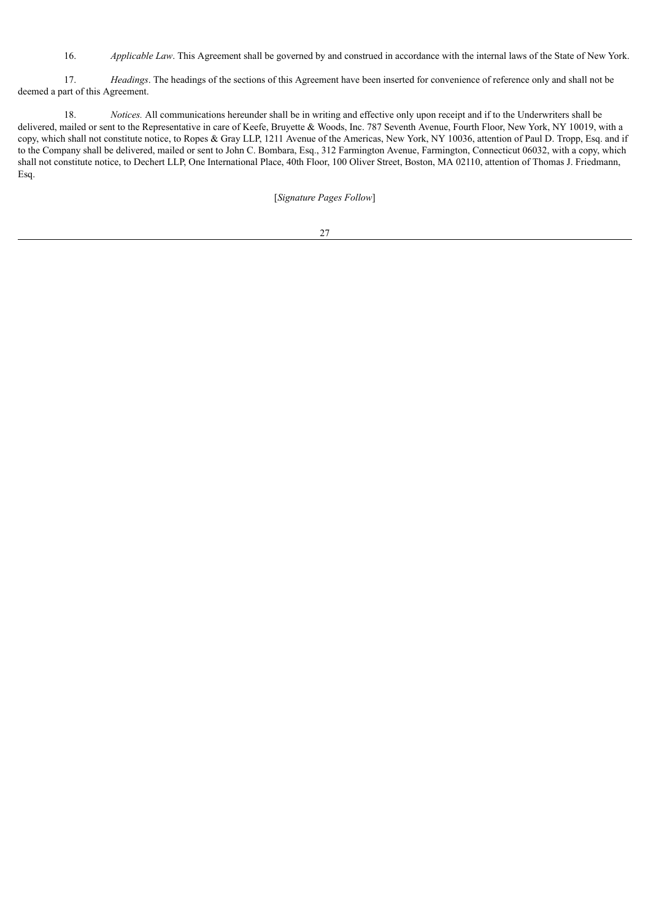16. *Applicable Law*. This Agreement shall be governed by and construed in accordance with the internal laws of the State of New York.

17. *Headings*. The headings of the sections of this Agreement have been inserted for convenience of reference only and shall not be deemed a part of this Agreement.

18. *Notices.* All communications hereunder shall be in writing and effective only upon receipt and if to the Underwriters shall be delivered, mailed or sent to the Representative in care of Keefe, Bruyette & Woods, Inc. 787 Seventh Avenue, Fourth Floor, New York, NY 10019, with a copy, which shall not constitute notice, to Ropes & Gray LLP, 1211 Avenue of the Americas, New York, NY 10036, attention of Paul D. Tropp, Esq. and if to the Company shall be delivered, mailed or sent to John C. Bombara, Esq., 312 Farmington Avenue, Farmington, Connecticut 06032, with a copy, which shall not constitute notice, to Dechert LLP, One International Place, 40th Floor, 100 Oliver Street, Boston, MA 02110, attention of Thomas J. Friedmann, Esq.

[*Signature Pages Follow*]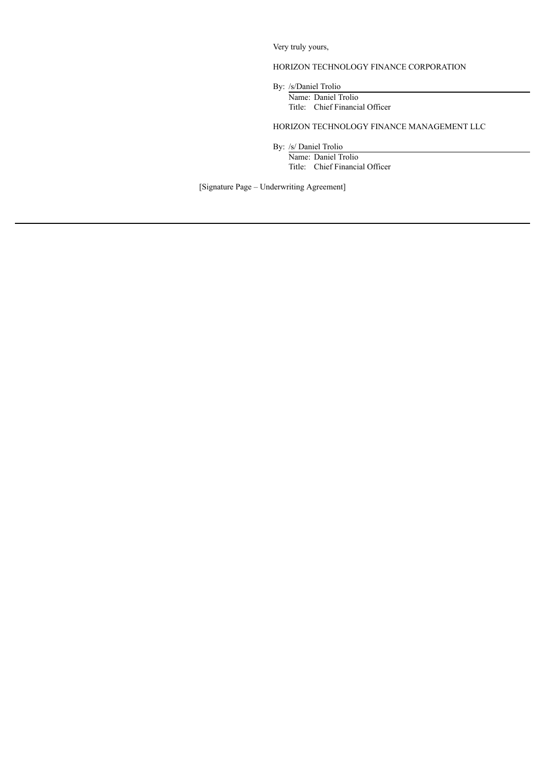Very truly yours,

HORIZON TECHNOLOGY FINANCE CORPORATION

By: /s/Daniel Trolio
Name: Daniel Trolio
Title: Chief Financial Officer

HORIZON TECHNOLOGY FINANCE MANAGEMENT LLC

By: /s/ Daniel Trolio
Name: Daniel Trolio
Title: Chief Financial Officer

[Signature Page – Underwriting Agreement]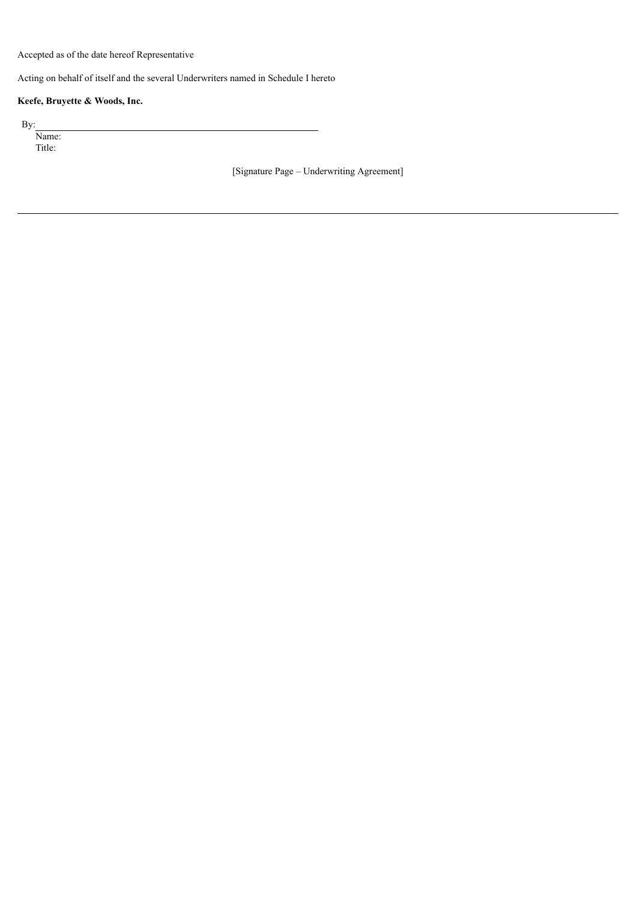Accepted as of the date hereof Representative

Acting on behalf of itself and the several Underwriters named in Schedule I hereto

**Keefe, Bruyette & Woods, Inc.**

By: \_\_\_\_\_\_\_\_\_\_\_\_\_\_\_\_\_\_\_\_\_\_\_\_\_\_\_\_\_\_\_\_\_\_\_\_\_\_\_\_
Name:
Title:

[Signature Page – Underwriting Agreement]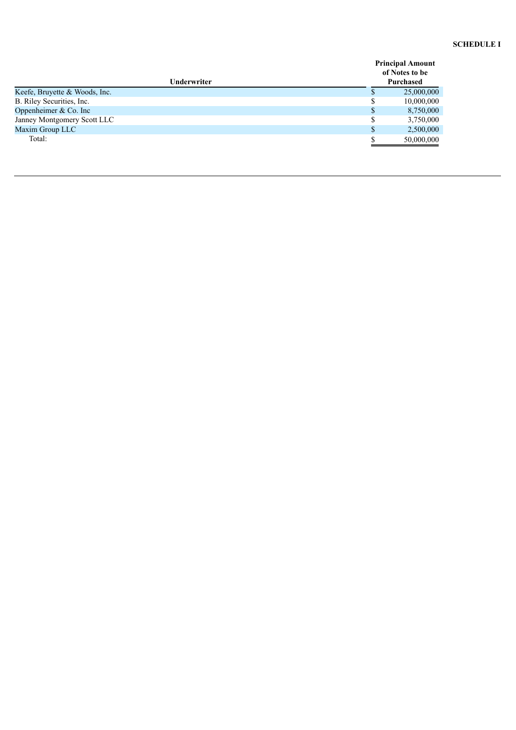**SCHEDULE I**

| Underwriter | Principal Amount of Notes to be Purchased |
| --- | --- |
| Keefe, Bruyette & Woods, Inc. | $ 25,000,000 |
| B. Riley Securities, Inc. | $ 10,000,000 |
| Oppenheimer & Co. Inc | $ 8,750,000 |
| Janney Montgomery Scott LLC | $ 3,750,000 |
| Maxim Group LLC | $ 2,500,000 |
| Total: | $ 50,000,000 |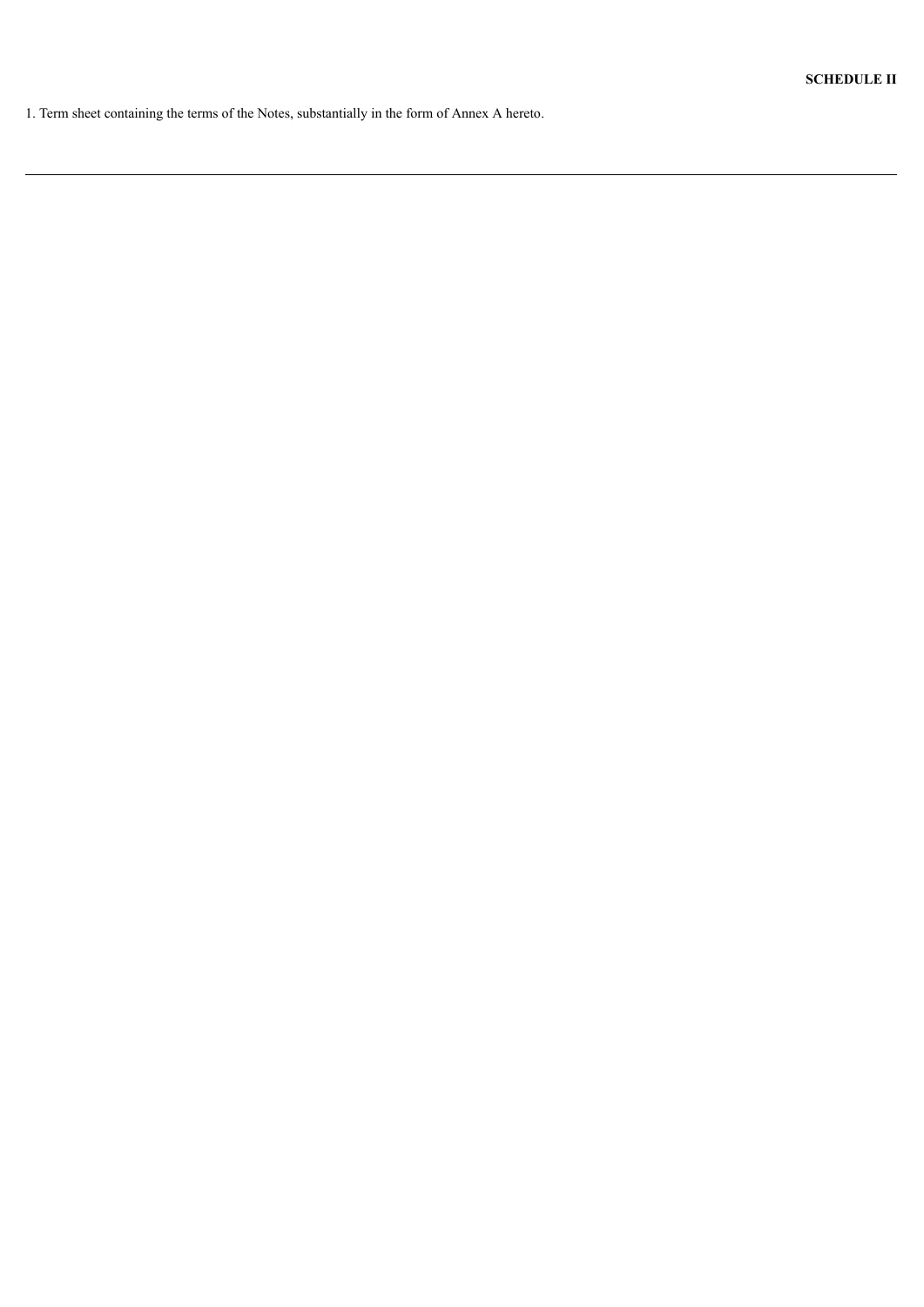**SCHEDULE II**

1. Term sheet containing the terms of the Notes, substantially in the form of Annex A hereto.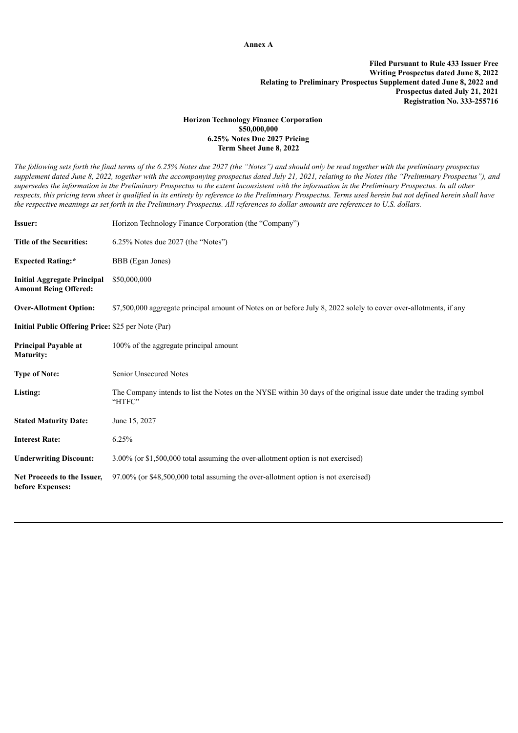**Annex A**

**Filed Pursuant to Rule 433 Issuer Free Writing Prospectus dated June 8, 2022**
**Relating to Preliminary Prospectus Supplement dated June 8, 2022 and Prospectus dated July 21, 2021**
**Registration No. 333-255716**

**Horizon Technology Finance Corporation**
**$50,000,000**
**6.25% Notes Due 2027 Pricing**
**Term Sheet June 8, 2022**

*The following sets forth the final terms of the 6.25% Notes due 2027 (the "Notes") and should only be read together with the preliminary prospectus supplement dated June 8, 2022, together with the accompanying prospectus dated July 21, 2021, relating to the Notes (the "Preliminary Prospectus"), and supersedes the information in the Preliminary Prospectus to the extent inconsistent with the information in the Preliminary Prospectus. In all other respects, this pricing term sheet is qualified in its entirety by reference to the Preliminary Prospectus. Terms used herein but not defined herein shall have the respective meanings as set forth in the Preliminary Prospectus. All references to dollar amounts are references to U.S. dollars.*

| | |
|---|---|
| **Issuer:** | Horizon Technology Finance Corporation (the "Company") |
| **Title of the Securities:** | 6.25% Notes due 2027 (the "Notes") |
| **Expected Rating:*** | BBB (Egan Jones) |
| **Initial Aggregate Principal Amount Being Offered:** | $50,000,000 |
| **Over-Allotment Option:** | $7,500,000 aggregate principal amount of Notes on or before July 8, 2022 solely to cover over-allotments, if any |
| **Initial Public Offering Price:** | $25 per Note (Par) |
| **Principal Payable at Maturity:** | 100% of the aggregate principal amount |
| **Type of Note:** | Senior Unsecured Notes |
| **Listing:** | The Company intends to list the Notes on the NYSE within 30 days of the original issue date under the trading symbol "HTFC" |
| **Stated Maturity Date:** | June 15, 2027 |
| **Interest Rate:** | 6.25% |
| **Underwriting Discount:** | 3.00% (or $1,500,000 total assuming the over-allotment option is not exercised) |
| **Net Proceeds to the Issuer, before Expenses:** | 97.00% (or $48,500,000 total assuming the over-allotment option is not exercised) |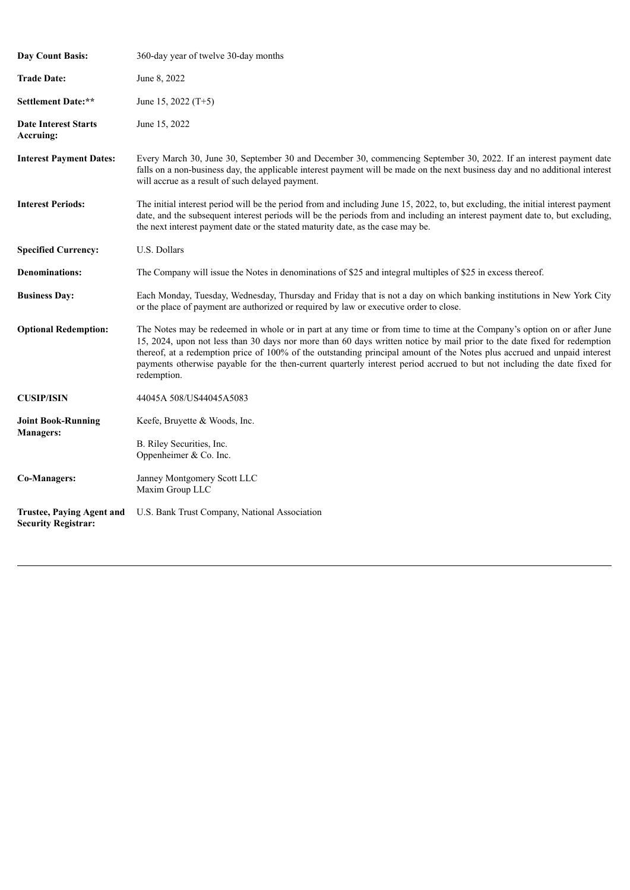| | |
|---|---|
| **Day Count Basis:** | 360-day year of twelve 30-day months |
| **Trade Date:** | June 8, 2022 |
| **Settlement Date:**** | June 15, 2022 (T+5) |
| **Date Interest Starts Accruing:** | June 15, 2022 |
| **Interest Payment Dates:** | Every March 30, June 30, September 30 and December 30, commencing September 30, 2022. If an interest payment date falls on a non-business day, the applicable interest payment will be made on the next business day and no additional interest will accrue as a result of such delayed payment. |
| **Interest Periods:** | The initial interest period will be the period from and including June 15, 2022, to, but excluding, the initial interest payment date, and the subsequent interest periods will be the periods from and including an interest payment date to, but excluding, the next interest payment date or the stated maturity date, as the case may be. |
| **Specified Currency:** | U.S. Dollars |
| **Denominations:** | The Company will issue the Notes in denominations of $25 and integral multiples of $25 in excess thereof. |
| **Business Day:** | Each Monday, Tuesday, Wednesday, Thursday and Friday that is not a day on which banking institutions in New York City or the place of payment are authorized or required by law or executive order to close. |
| **Optional Redemption:** | The Notes may be redeemed in whole or in part at any time or from time to time at the Company's option on or after June 15, 2024, upon not less than 30 days nor more than 60 days written notice by mail prior to the date fixed for redemption thereof, at a redemption price of 100% of the outstanding principal amount of the Notes plus accrued and unpaid interest payments otherwise payable for the then-current quarterly interest period accrued to but not including the date fixed for redemption. |
| **CUSIP/ISIN** | 44045A 508/US44045A5083 |
| **Joint Book-Running Managers:** | Keefe, Bruyette & Woods, Inc.<br><br>B. Riley Securities, Inc.<br>Oppenheimer & Co. Inc. |
| **Co-Managers:** | Janney Montgomery Scott LLC<br>Maxim Group LLC |
| **Trustee, Paying Agent and Security Registrar:** | U.S. Bank Trust Company, National Association |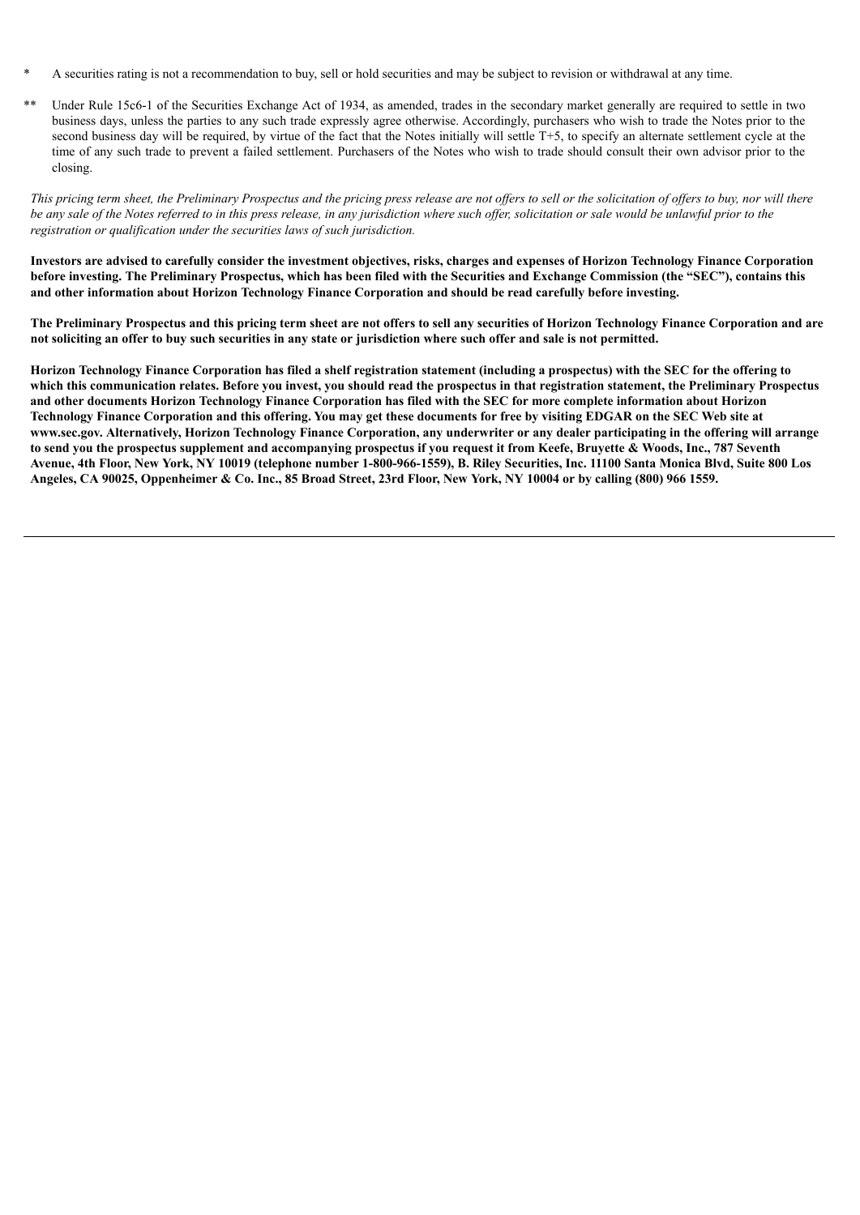\* A securities rating is not a recommendation to buy, sell or hold securities and may be subject to revision or withdrawal at any time.

\*\* Under Rule 15c6-1 of the Securities Exchange Act of 1934, as amended, trades in the secondary market generally are required to settle in two business days, unless the parties to any such trade expressly agree otherwise. Accordingly, purchasers who wish to trade the Notes prior to the second business day will be required, by virtue of the fact that the Notes initially will settle T+5, to specify an alternate settlement cycle at the time of any such trade to prevent a failed settlement. Purchasers of the Notes who wish to trade should consult their own advisor prior to the closing.

*This pricing term sheet, the Preliminary Prospectus and the pricing press release are not offers to sell or the solicitation of offers to buy, nor will there be any sale of the Notes referred to in this press release, in any jurisdiction where such offer, solicitation or sale would be unlawful prior to the registration or qualification under the securities laws of such jurisdiction.*

**Investors are advised to carefully consider the investment objectives, risks, charges and expenses of Horizon Technology Finance Corporation before investing. The Preliminary Prospectus, which has been filed with the Securities and Exchange Commission (the "SEC"), contains this and other information about Horizon Technology Finance Corporation and should be read carefully before investing.**

**The Preliminary Prospectus and this pricing term sheet are not offers to sell any securities of Horizon Technology Finance Corporation and are not soliciting an offer to buy such securities in any state or jurisdiction where such offer and sale is not permitted.**

**Horizon Technology Finance Corporation has filed a shelf registration statement (including a prospectus) with the SEC for the offering to which this communication relates. Before you invest, you should read the prospectus in that registration statement, the Preliminary Prospectus and other documents Horizon Technology Finance Corporation has filed with the SEC for more complete information about Horizon Technology Finance Corporation and this offering. You may get these documents for free by visiting EDGAR on the SEC Web site at www.sec.gov. Alternatively, Horizon Technology Finance Corporation, any underwriter or any dealer participating in the offering will arrange to send you the prospectus supplement and accompanying prospectus if you request it from Keefe, Bruyette & Woods, Inc., 787 Seventh Avenue, 4th Floor, New York, NY 10019 (telephone number 1-800-966-1559), B. Riley Securities, Inc. 11100 Santa Monica Blvd, Suite 800 Los Angeles, CA 90025, Oppenheimer & Co. Inc., 85 Broad Street, 23rd Floor, New York, NY 10004 or by calling (800) 966 1559.**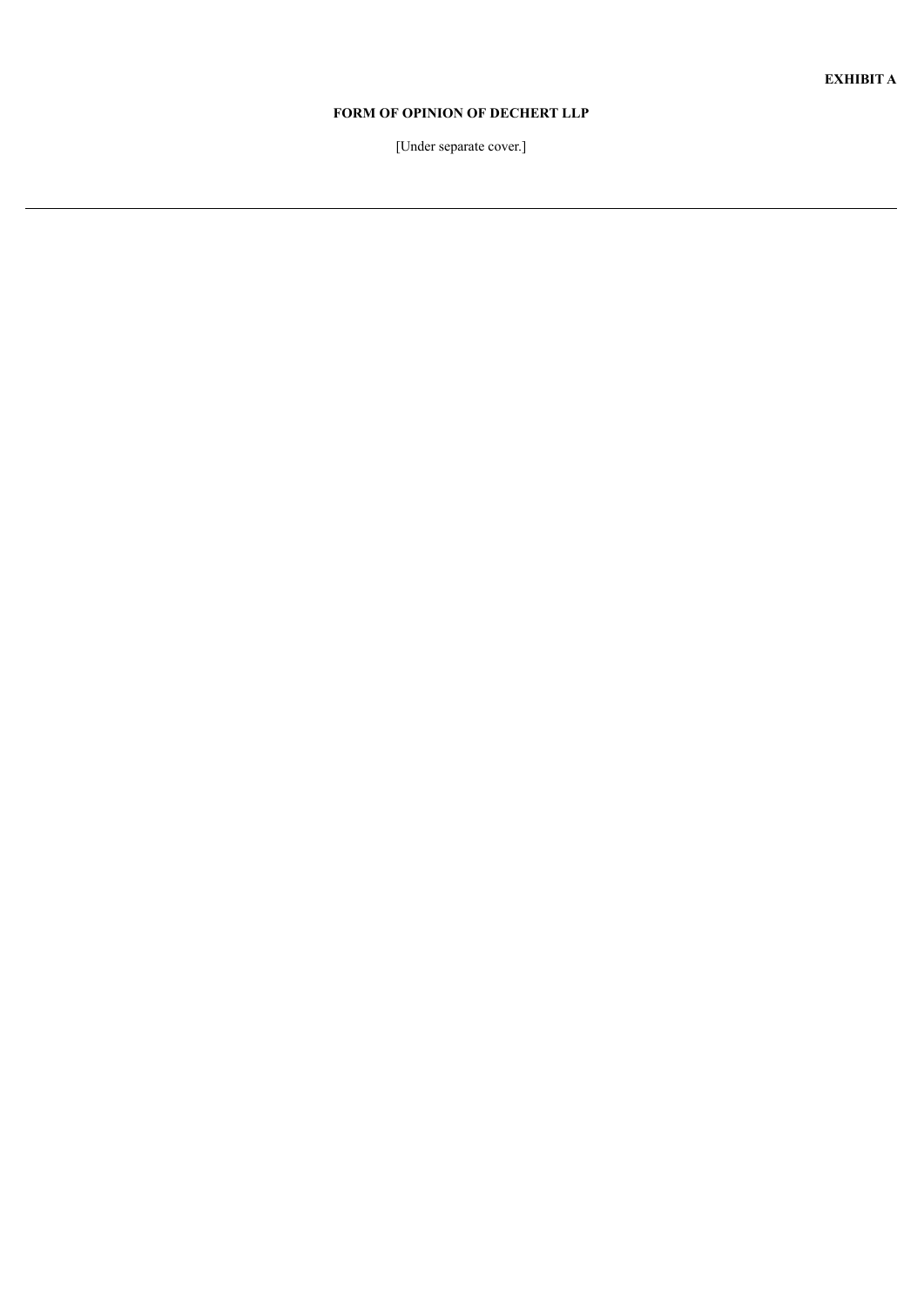**EXHIBIT A**

## FORM OF OPINION OF DECHERT LLP

[Under separate cover.]

---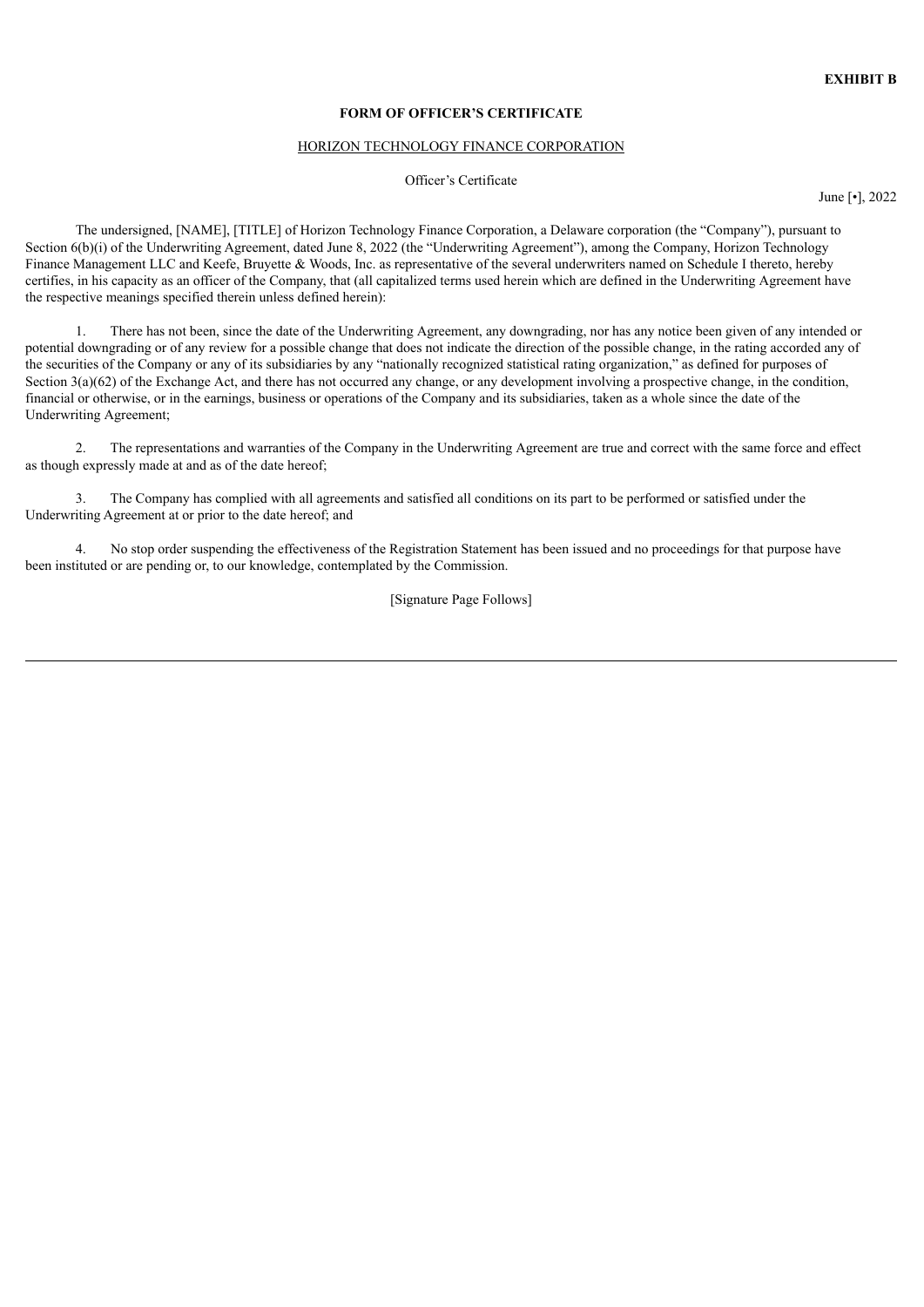**EXHIBIT B**

**FORM OF OFFICER'S CERTIFICATE**

HORIZON TECHNOLOGY FINANCE CORPORATION

Officer's Certificate

June [•], 2022

The undersigned, [NAME], [TITLE] of Horizon Technology Finance Corporation, a Delaware corporation (the "Company"), pursuant to Section 6(b)(i) of the Underwriting Agreement, dated June 8, 2022 (the "Underwriting Agreement"), among the Company, Horizon Technology Finance Management LLC and Keefe, Bruyette & Woods, Inc. as representative of the several underwriters named on Schedule I thereto, hereby certifies, in his capacity as an officer of the Company, that (all capitalized terms used herein which are defined in the Underwriting Agreement have the respective meanings specified therein unless defined herein):

1. There has not been, since the date of the Underwriting Agreement, any downgrading, nor has any notice been given of any intended or potential downgrading or of any review for a possible change that does not indicate the direction of the possible change, in the rating accorded any of the securities of the Company or any of its subsidiaries by any "nationally recognized statistical rating organization," as defined for purposes of Section 3(a)(62) of the Exchange Act, and there has not occurred any change, or any development involving a prospective change, in the condition, financial or otherwise, or in the earnings, business or operations of the Company and its subsidiaries, taken as a whole since the date of the Underwriting Agreement;

2. The representations and warranties of the Company in the Underwriting Agreement are true and correct with the same force and effect as though expressly made at and as of the date hereof;

3. The Company has complied with all agreements and satisfied all conditions on its part to be performed or satisfied under the Underwriting Agreement at or prior to the date hereof; and

4. No stop order suspending the effectiveness of the Registration Statement has been issued and no proceedings for that purpose have been instituted or are pending or, to our knowledge, contemplated by the Commission.

[Signature Page Follows]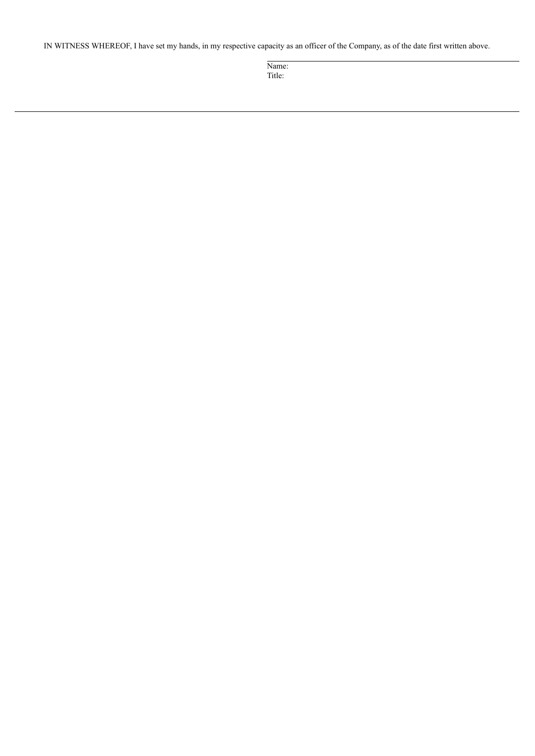IN WITNESS WHEREOF, I have set my hands, in my respective capacity as an officer of the Company, as of the date first written above.

\_\_\_\_\_\_\_\_\_\_\_\_\_\_\_\_\_\_\_\_\_\_\_\_\_\_\_\_\_\_\_\_\_\_\_\_\_\_\_\_
Name:
Title: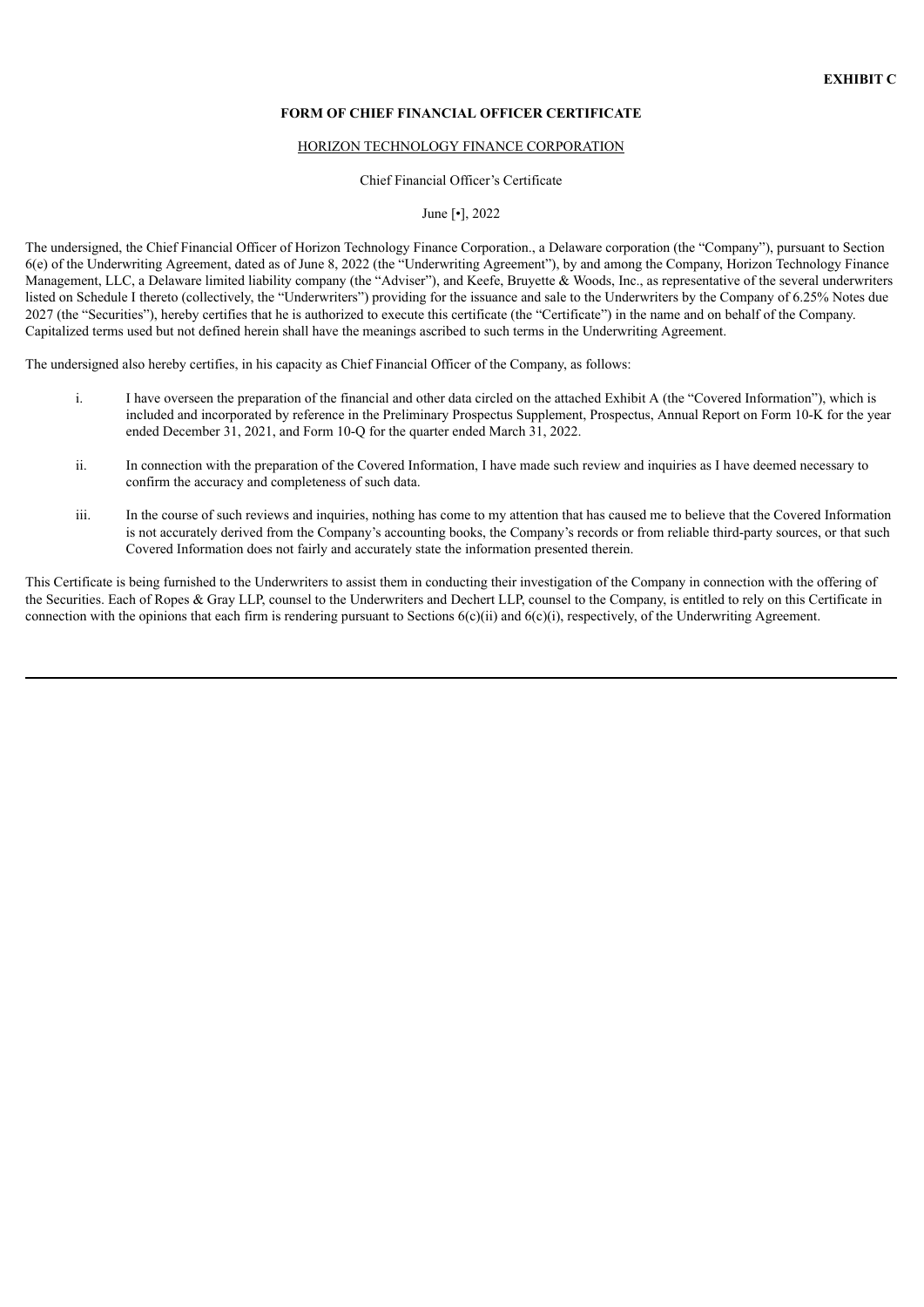**EXHIBIT C**

**FORM OF CHIEF FINANCIAL OFFICER CERTIFICATE**

HORIZON TECHNOLOGY FINANCE CORPORATION

Chief Financial Officer's Certificate

June [•], 2022

The undersigned, the Chief Financial Officer of Horizon Technology Finance Corporation., a Delaware corporation (the "Company"), pursuant to Section 6(e) of the Underwriting Agreement, dated as of June 8, 2022 (the "Underwriting Agreement"), by and among the Company, Horizon Technology Finance Management, LLC, a Delaware limited liability company (the "Adviser"), and Keefe, Bruyette & Woods, Inc., as representative of the several underwriters listed on Schedule I thereto (collectively, the "Underwriters") providing for the issuance and sale to the Underwriters by the Company of 6.25% Notes due 2027 (the "Securities"), hereby certifies that he is authorized to execute this certificate (the "Certificate") in the name and on behalf of the Company. Capitalized terms used but not defined herein shall have the meanings ascribed to such terms in the Underwriting Agreement.

The undersigned also hereby certifies, in his capacity as Chief Financial Officer of the Company, as follows:

i. I have overseen the preparation of the financial and other data circled on the attached Exhibit A (the "Covered Information"), which is included and incorporated by reference in the Preliminary Prospectus Supplement, Prospectus, Annual Report on Form 10-K for the year ended December 31, 2021, and Form 10-Q for the quarter ended March 31, 2022.

ii. In connection with the preparation of the Covered Information, I have made such review and inquiries as I have deemed necessary to confirm the accuracy and completeness of such data.

iii. In the course of such reviews and inquiries, nothing has come to my attention that has caused me to believe that the Covered Information is not accurately derived from the Company's accounting books, the Company's records or from reliable third-party sources, or that such Covered Information does not fairly and accurately state the information presented therein.

This Certificate is being furnished to the Underwriters to assist them in conducting their investigation of the Company in connection with the offering of the Securities. Each of Ropes & Gray LLP, counsel to the Underwriters and Dechert LLP, counsel to the Company, is entitled to rely on this Certificate in connection with the opinions that each firm is rendering pursuant to Sections 6(c)(ii) and 6(c)(i), respectively, of the Underwriting Agreement.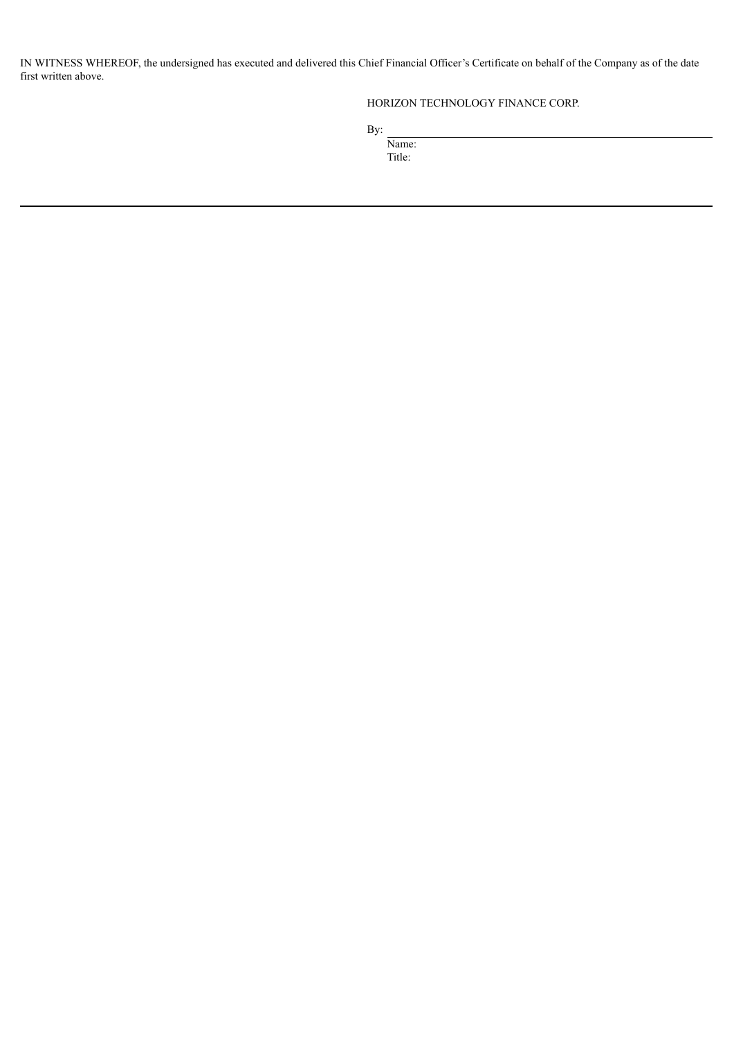IN WITNESS WHEREOF, the undersigned has executed and delivered this Chief Financial Officer's Certificate on behalf of the Company as of the date first written above.

HORIZON TECHNOLOGY FINANCE CORP.

By: \_\_\_\_\_\_\_\_\_\_\_\_\_\_\_\_\_\_\_\_\_\_\_\_\_\_\_\_\_\_\_\_\_\_\_\_

Name:

Title: